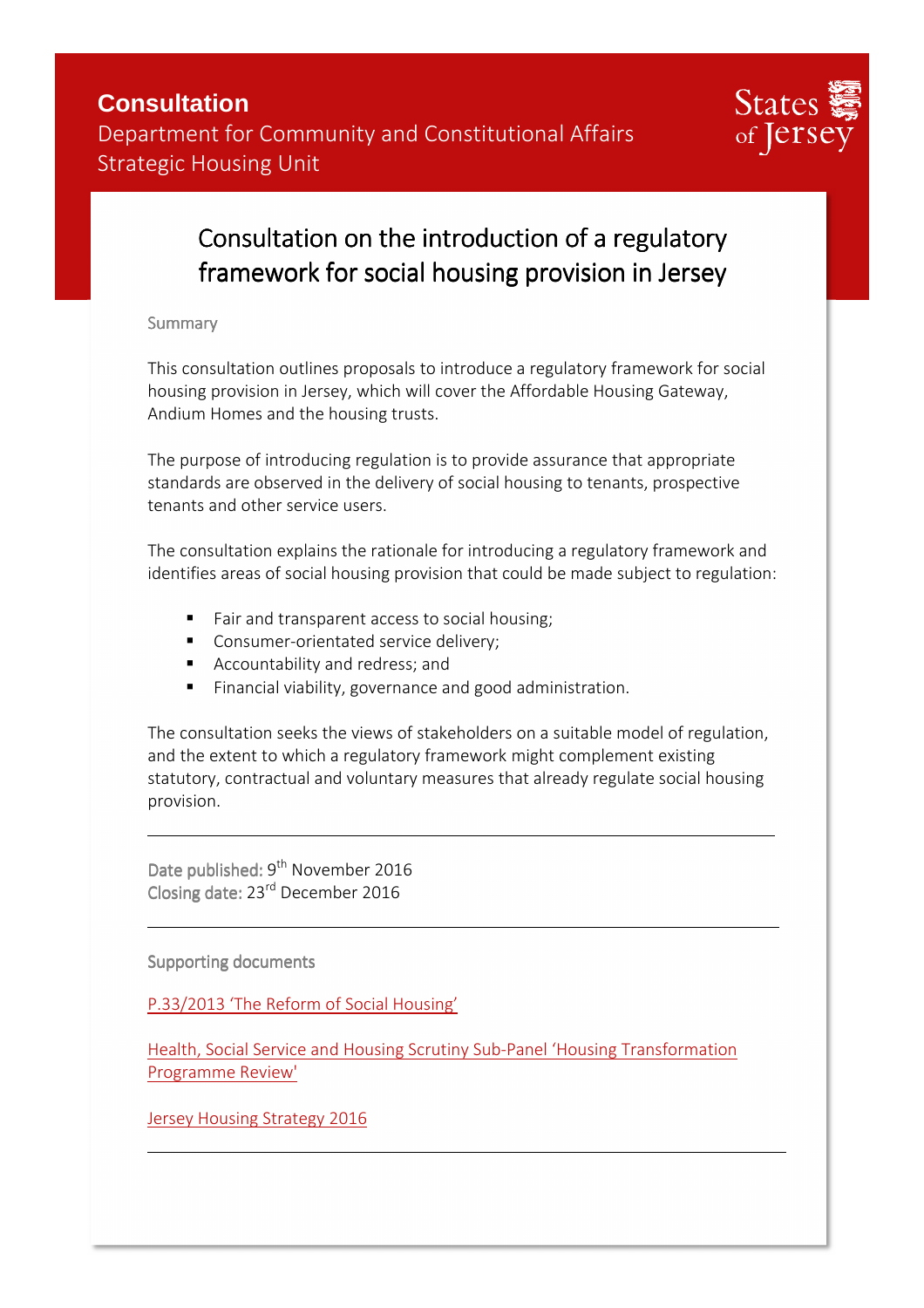**Consultation**
Department for Community and Constitutional Affairs
Strategic Housing Unit

States of Jersey

# Consultation on the introduction of a regulatory framework for social housing provision in Jersey

Summary

This consultation outlines proposals to introduce a regulatory framework for social housing provision in Jersey, which will cover the Affordable Housing Gateway, Andium Homes and the housing trusts.

The purpose of introducing regulation is to provide assurance that appropriate standards are observed in the delivery of social housing to tenants, prospective tenants and other service users.

The consultation explains the rationale for introducing a regulatory framework and identifies areas of social housing provision that could be made subject to regulation:

- Fair and transparent access to social housing;
- Consumer-orientated service delivery;
- Accountability and redress; and
- Financial viability, governance and good administration.

The consultation seeks the views of stakeholders on a suitable model of regulation, and the extent to which a regulatory framework might complement existing statutory, contractual and voluntary measures that already regulate social housing provision.

---

Date published: 9th November 2016
Closing date: 23rd December 2016

---

Supporting documents

P.33/2013 'The Reform of Social Housing'

Health, Social Service and Housing Scrutiny Sub-Panel 'Housing Transformation Programme Review'

Jersey Housing Strategy 2016

---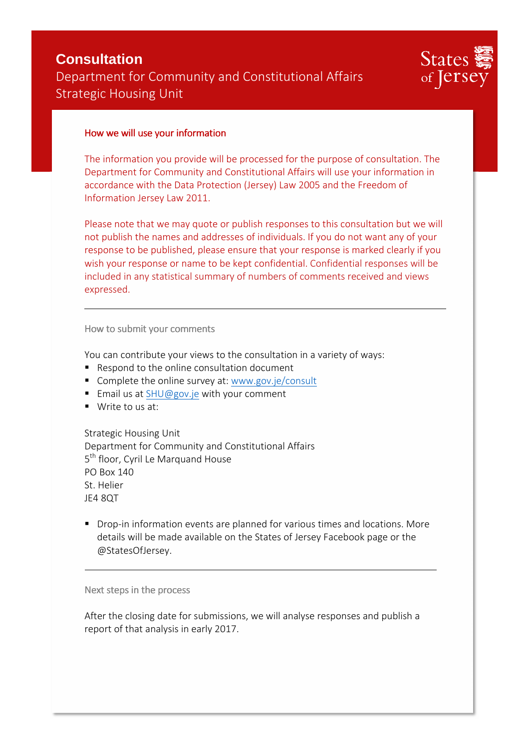# Consultation

Department for Community and Constitutional Affairs
Strategic Housing Unit

States of Jersey

## How we will use your information

The information you provide will be processed for the purpose of consultation. The Department for Community and Constitutional Affairs will use your information in accordance with the Data Protection (Jersey) Law 2005 and the Freedom of Information Jersey Law 2011.

Please note that we may quote or publish responses to this consultation but we will not publish the names and addresses of individuals. If you do not want any of your response to be published, please ensure that your response is marked clearly if you wish your response or name to be kept confidential. Confidential responses will be included in any statistical summary of numbers of comments received and views expressed.

---

## How to submit your comments

You can contribute your views to the consultation in a variety of ways:

- Respond to the online consultation document
- Complete the online survey at: [www.gov.je/consult](www.gov.je/consult)
- Email us at [SHU@gov.je](mailto:SHU@gov.je) with your comment
- Write to us at:

Strategic Housing Unit
Department for Community and Constitutional Affairs
5th floor, Cyril Le Marquand House
PO Box 140
St. Helier
JE4 8QT

- Drop-in information events are planned for various times and locations. More details will be made available on the States of Jersey Facebook page or the @StatesOfJersey.

---

## Next steps in the process

After the closing date for submissions, we will analyse responses and publish a report of that analysis in early 2017.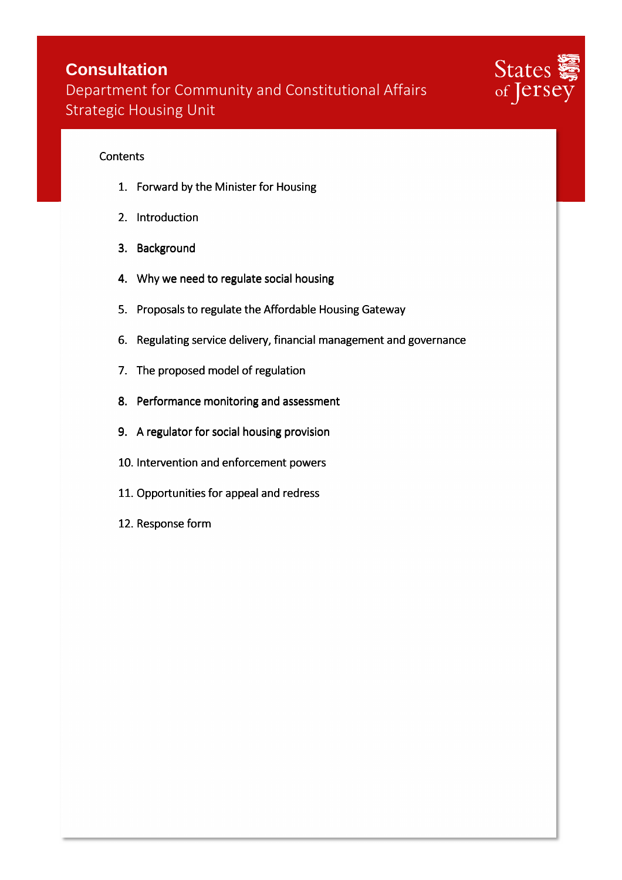# Consultation

Department for Community and Constitutional Affairs
Strategic Housing Unit

States of Jersey

Contents

1. Forward by the Minister for Housing
2. Introduction
3. Background
4. Why we need to regulate social housing
5. Proposals to regulate the Affordable Housing Gateway
6. Regulating service delivery, financial management and governance
7. The proposed model of regulation
8. Performance monitoring and assessment
9. A regulator for social housing provision
10. Intervention and enforcement powers
11. Opportunities for appeal and redress
12. Response form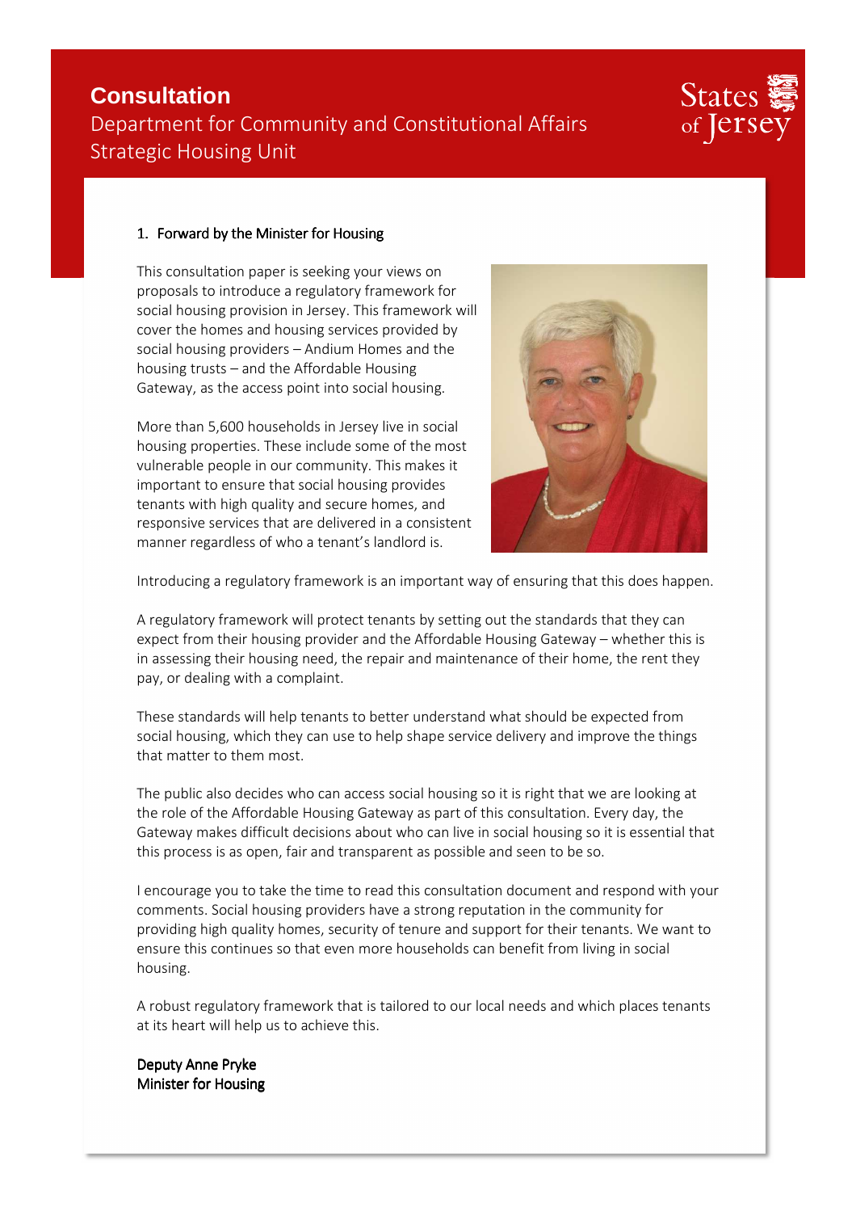**Consultation**
Department for Community and Constitutional Affairs
Strategic Housing Unit

## 1. Forward by the Minister for Housing

This consultation paper is seeking your views on proposals to introduce a regulatory framework for social housing provision in Jersey. This framework will cover the homes and housing services provided by social housing providers – Andium Homes and the housing trusts – and the Affordable Housing Gateway, as the access point into social housing.

More than 5,600 households in Jersey live in social housing properties. These include some of the most vulnerable people in our community. This makes it important to ensure that social housing provides tenants with high quality and secure homes, and responsive services that are delivered in a consistent manner regardless of who a tenant's landlord is.

Introducing a regulatory framework is an important way of ensuring that this does happen.

A regulatory framework will protect tenants by setting out the standards that they can expect from their housing provider and the Affordable Housing Gateway – whether this is in assessing their housing need, the repair and maintenance of their home, the rent they pay, or dealing with a complaint.

These standards will help tenants to better understand what should be expected from social housing, which they can use to help shape service delivery and improve the things that matter to them most.

The public also decides who can access social housing so it is right that we are looking at the role of the Affordable Housing Gateway as part of this consultation. Every day, the Gateway makes difficult decisions about who can live in social housing so it is essential that this process is as open, fair and transparent as possible and seen to be so.

I encourage you to take the time to read this consultation document and respond with your comments. Social housing providers have a strong reputation in the community for providing high quality homes, security of tenure and support for their tenants. We want to ensure this continues so that even more households can benefit from living in social housing.

A robust regulatory framework that is tailored to our local needs and which places tenants at its heart will help us to achieve this.

**Deputy Anne Pryke**
**Minister for Housing**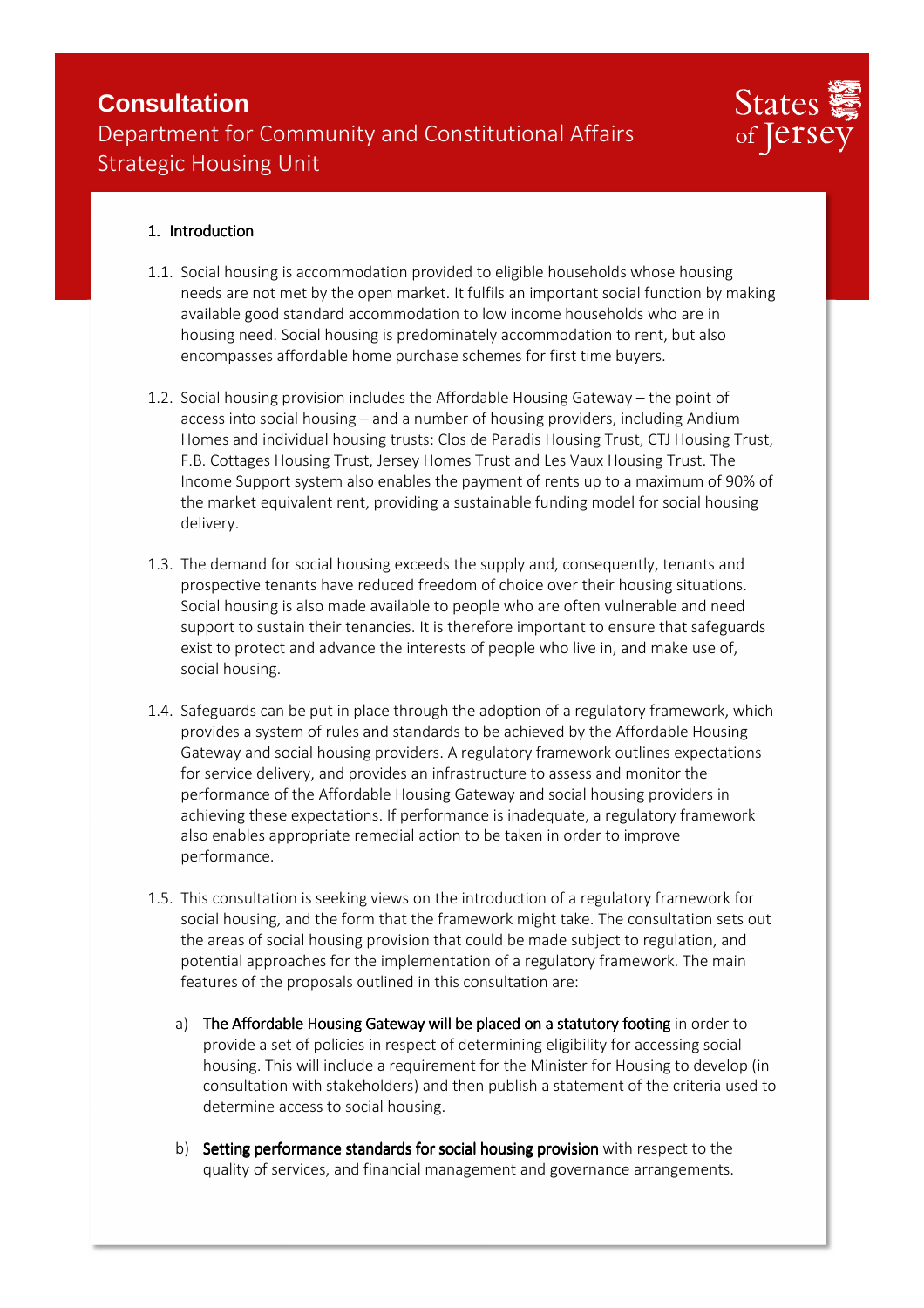# Consultation

Department for Community and Constitutional Affairs
Strategic Housing Unit

## 1. Introduction

1.1. Social housing is accommodation provided to eligible households whose housing needs are not met by the open market. It fulfils an important social function by making available good standard accommodation to low income households who are in housing need. Social housing is predominately accommodation to rent, but also encompasses affordable home purchase schemes for first time buyers.

1.2. Social housing provision includes the Affordable Housing Gateway – the point of access into social housing – and a number of housing providers, including Andium Homes and individual housing trusts: Clos de Paradis Housing Trust, CTJ Housing Trust, F.B. Cottages Housing Trust, Jersey Homes Trust and Les Vaux Housing Trust. The Income Support system also enables the payment of rents up to a maximum of 90% of the market equivalent rent, providing a sustainable funding model for social housing delivery.

1.3. The demand for social housing exceeds the supply and, consequently, tenants and prospective tenants have reduced freedom of choice over their housing situations. Social housing is also made available to people who are often vulnerable and need support to sustain their tenancies. It is therefore important to ensure that safeguards exist to protect and advance the interests of people who live in, and make use of, social housing.

1.4. Safeguards can be put in place through the adoption of a regulatory framework, which provides a system of rules and standards to be achieved by the Affordable Housing Gateway and social housing providers. A regulatory framework outlines expectations for service delivery, and provides an infrastructure to assess and monitor the performance of the Affordable Housing Gateway and social housing providers in achieving these expectations. If performance is inadequate, a regulatory framework also enables appropriate remedial action to be taken in order to improve performance.

1.5. This consultation is seeking views on the introduction of a regulatory framework for social housing, and the form that the framework might take. The consultation sets out the areas of social housing provision that could be made subject to regulation, and potential approaches for the implementation of a regulatory framework. The main features of the proposals outlined in this consultation are:

a) **The Affordable Housing Gateway will be placed on a statutory footing** in order to provide a set of policies in respect of determining eligibility for accessing social housing. This will include a requirement for the Minister for Housing to develop (in consultation with stakeholders) and then publish a statement of the criteria used to determine access to social housing.

b) **Setting performance standards for social housing provision** with respect to the quality of services, and financial management and governance arrangements.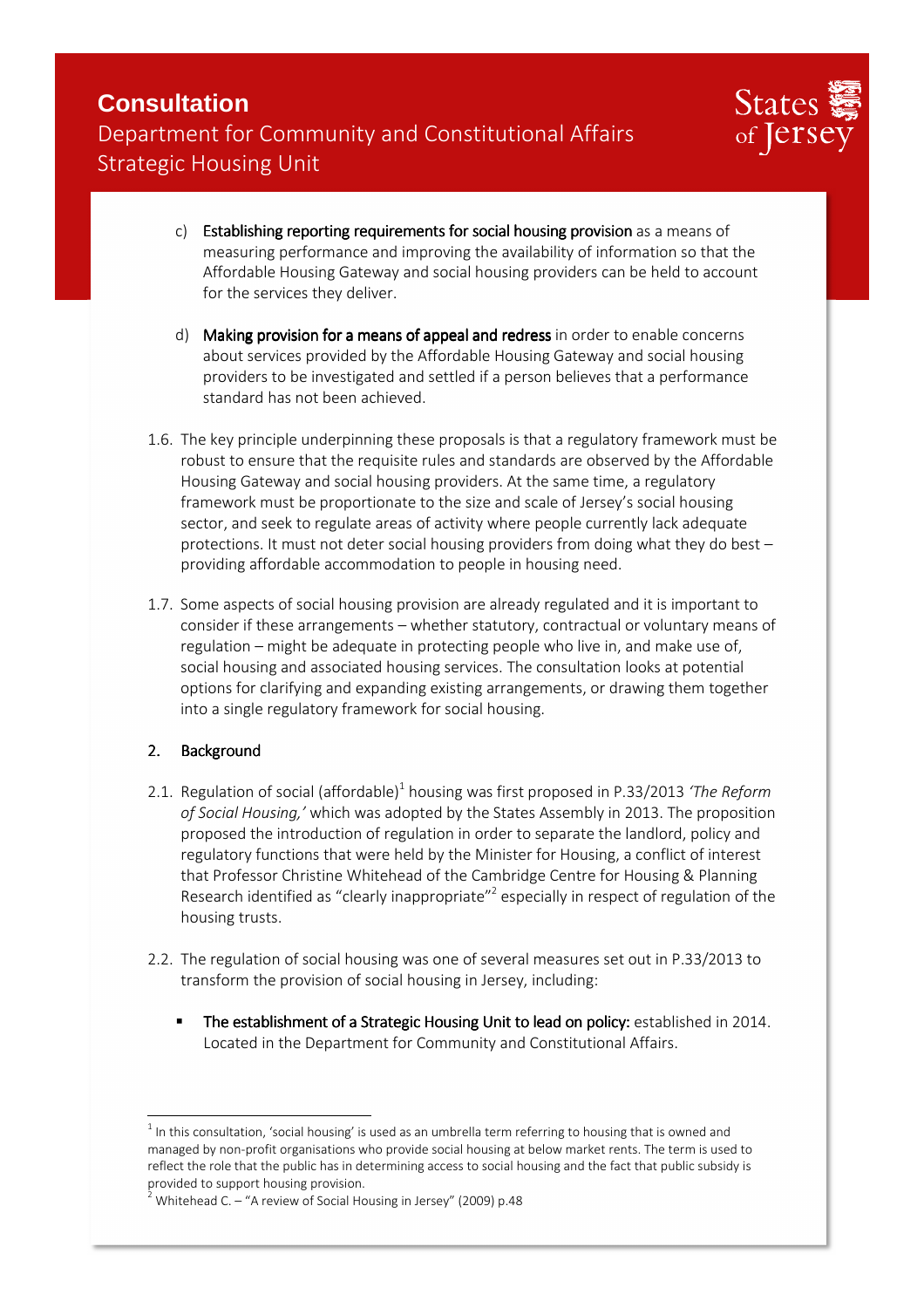c) **Establishing reporting requirements for social housing provision** as a means of measuring performance and improving the availability of information so that the Affordable Housing Gateway and social housing providers can be held to account for the services they deliver.

d) **Making provision for a means of appeal and redress** in order to enable concerns about services provided by the Affordable Housing Gateway and social housing providers to be investigated and settled if a person believes that a performance standard has not been achieved.

1.6. The key principle underpinning these proposals is that a regulatory framework must be robust to ensure that the requisite rules and standards are observed by the Affordable Housing Gateway and social housing providers. At the same time, a regulatory framework must be proportionate to the size and scale of Jersey's social housing sector, and seek to regulate areas of activity where people currently lack adequate protections. It must not deter social housing providers from doing what they do best – providing affordable accommodation to people in housing need.

1.7. Some aspects of social housing provision are already regulated and it is important to consider if these arrangements – whether statutory, contractual or voluntary means of regulation – might be adequate in protecting people who live in, and make use of, social housing and associated housing services. The consultation looks at potential options for clarifying and expanding existing arrangements, or drawing them together into a single regulatory framework for social housing.

## 2. Background

2.1. Regulation of social (affordable)[1] housing was first proposed in P.33/2013 *'The Reform of Social Housing,'* which was adopted by the States Assembly in 2013. The proposition proposed the introduction of regulation in order to separate the landlord, policy and regulatory functions that were held by the Minister for Housing, a conflict of interest that Professor Christine Whitehead of the Cambridge Centre for Housing & Planning Research identified as "clearly inappropriate"[2] especially in respect of regulation of the housing trusts.

2.2. The regulation of social housing was one of several measures set out in P.33/2013 to transform the provision of social housing in Jersey, including:

- **The establishment of a Strategic Housing Unit to lead on policy:** established in 2014. Located in the Department for Community and Constitutional Affairs.

---

[1] In this consultation, 'social housing' is used as an umbrella term referring to housing that is owned and managed by non-profit organisations who provide social housing at below market rents. The term is used to reflect the role that the public has in determining access to social housing and the fact that public subsidy is provided to support housing provision.

[2] Whitehead C. – "A review of Social Housing in Jersey" (2009) p.48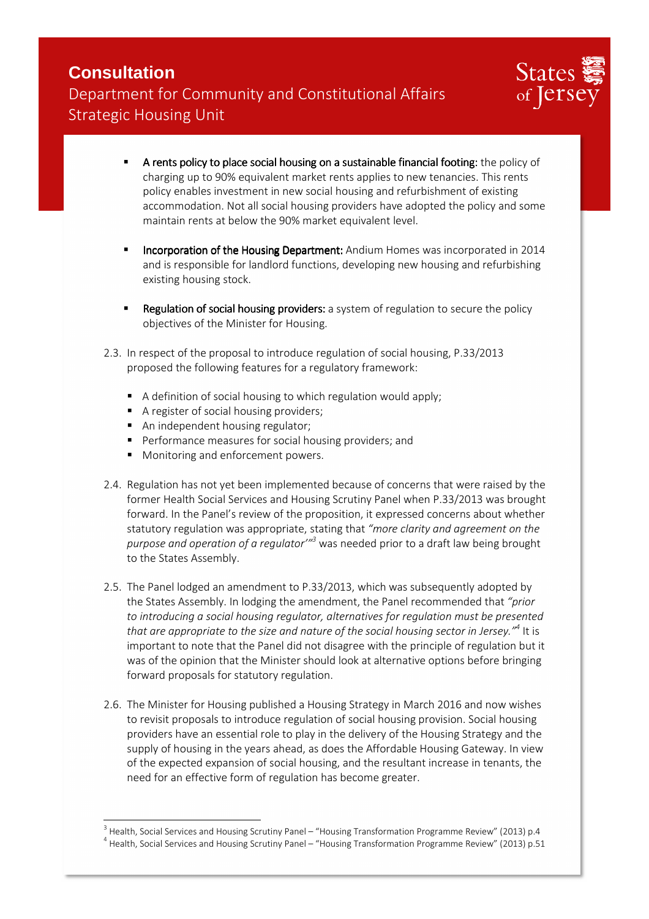- **A rents policy to place social housing on a sustainable financial footing:** the policy of charging up to 90% equivalent market rents applies to new tenancies. This rents policy enables investment in new social housing and refurbishment of existing accommodation. Not all social housing providers have adopted the policy and some maintain rents at below the 90% market equivalent level.

- **Incorporation of the Housing Department:** Andium Homes was incorporated in 2014 and is responsible for landlord functions, developing new housing and refurbishing existing housing stock.

- **Regulation of social housing providers:** a system of regulation to secure the policy objectives of the Minister for Housing.

2.3. In respect of the proposal to introduce regulation of social housing, P.33/2013 proposed the following features for a regulatory framework:

- A definition of social housing to which regulation would apply;
- A register of social housing providers;
- An independent housing regulator;
- Performance measures for social housing providers; and
- Monitoring and enforcement powers.

2.4. Regulation has not yet been implemented because of concerns that were raised by the former Health Social Services and Housing Scrutiny Panel when P.33/2013 was brought forward. In the Panel's review of the proposition, it expressed concerns about whether statutory regulation was appropriate, stating that *"more clarity and agreement on the purpose and operation of a regulator'"*[3] was needed prior to a draft law being brought to the States Assembly.

2.5. The Panel lodged an amendment to P.33/2013, which was subsequently adopted by the States Assembly. In lodging the amendment, the Panel recommended that *"prior to introducing a social housing regulator, alternatives for regulation must be presented that are appropriate to the size and nature of the social housing sector in Jersey."*[4] It is important to note that the Panel did not disagree with the principle of regulation but it was of the opinion that the Minister should look at alternative options before bringing forward proposals for statutory regulation.

2.6. The Minister for Housing published a Housing Strategy in March 2016 and now wishes to revisit proposals to introduce regulation of social housing provision. Social housing providers have an essential role to play in the delivery of the Housing Strategy and the supply of housing in the years ahead, as does the Affordable Housing Gateway. In view of the expected expansion of social housing, and the resultant increase in tenants, the need for an effective form of regulation has become greater.

---

[3] Health, Social Services and Housing Scrutiny Panel – "Housing Transformation Programme Review" (2013) p.4

[4] Health, Social Services and Housing Scrutiny Panel – "Housing Transformation Programme Review" (2013) p.51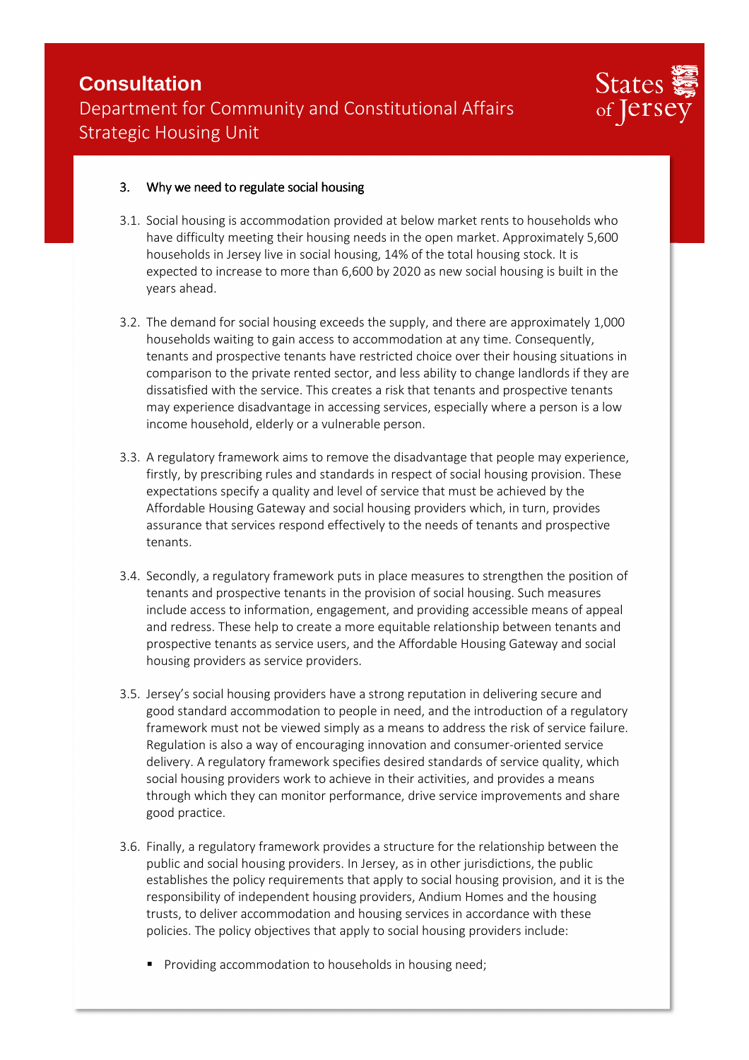## 3. Why we need to regulate social housing

3.1. Social housing is accommodation provided at below market rents to households who have difficulty meeting their housing needs in the open market. Approximately 5,600 households in Jersey live in social housing, 14% of the total housing stock. It is expected to increase to more than 6,600 by 2020 as new social housing is built in the years ahead.

3.2. The demand for social housing exceeds the supply, and there are approximately 1,000 households waiting to gain access to accommodation at any time. Consequently, tenants and prospective tenants have restricted choice over their housing situations in comparison to the private rented sector, and less ability to change landlords if they are dissatisfied with the service. This creates a risk that tenants and prospective tenants may experience disadvantage in accessing services, especially where a person is a low income household, elderly or a vulnerable person.

3.3. A regulatory framework aims to remove the disadvantage that people may experience, firstly, by prescribing rules and standards in respect of social housing provision. These expectations specify a quality and level of service that must be achieved by the Affordable Housing Gateway and social housing providers which, in turn, provides assurance that services respond effectively to the needs of tenants and prospective tenants.

3.4. Secondly, a regulatory framework puts in place measures to strengthen the position of tenants and prospective tenants in the provision of social housing. Such measures include access to information, engagement, and providing accessible means of appeal and redress. These help to create a more equitable relationship between tenants and prospective tenants as service users, and the Affordable Housing Gateway and social housing providers as service providers.

3.5. Jersey's social housing providers have a strong reputation in delivering secure and good standard accommodation to people in need, and the introduction of a regulatory framework must not be viewed simply as a means to address the risk of service failure. Regulation is also a way of encouraging innovation and consumer-oriented service delivery. A regulatory framework specifies desired standards of service quality, which social housing providers work to achieve in their activities, and provides a means through which they can monitor performance, drive service improvements and share good practice.

3.6. Finally, a regulatory framework provides a structure for the relationship between the public and social housing providers. In Jersey, as in other jurisdictions, the public establishes the policy requirements that apply to social housing provision, and it is the responsibility of independent housing providers, Andium Homes and the housing trusts, to deliver accommodation and housing services in accordance with these policies. The policy objectives that apply to social housing providers include:

- Providing accommodation to households in housing need;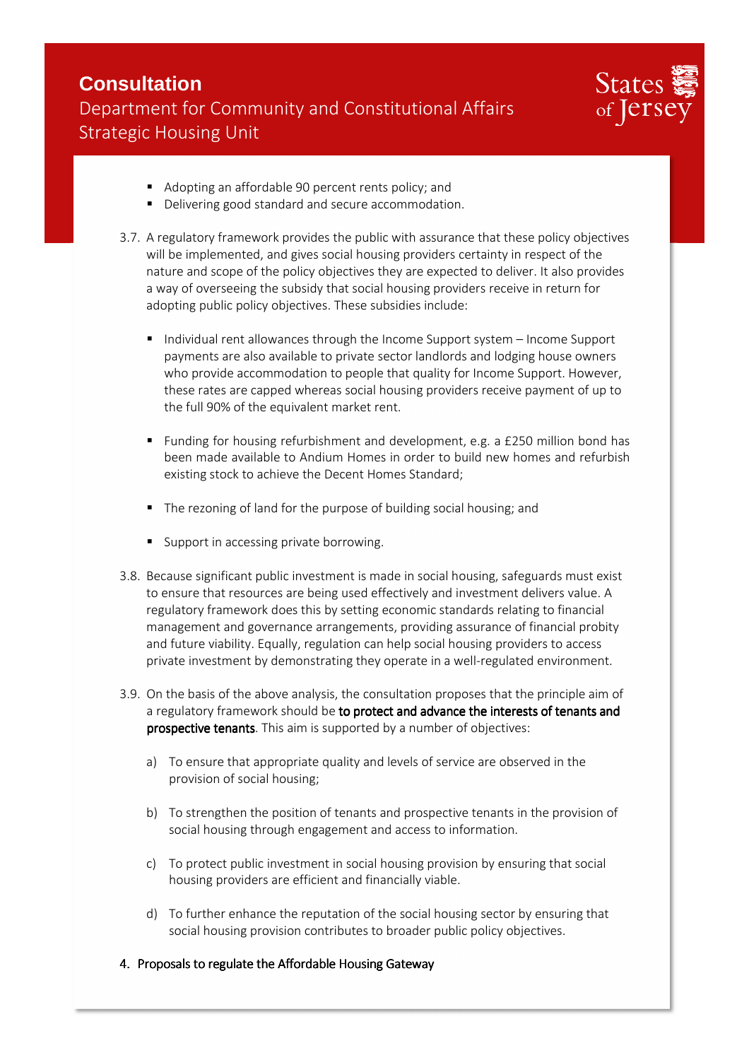- Adopting an affordable 90 percent rents policy; and
- Delivering good standard and secure accommodation.

3.7. A regulatory framework provides the public with assurance that these policy objectives will be implemented, and gives social housing providers certainty in respect of the nature and scope of the policy objectives they are expected to deliver. It also provides a way of overseeing the subsidy that social housing providers receive in return for adopting public policy objectives. These subsidies include:

- Individual rent allowances through the Income Support system – Income Support payments are also available to private sector landlords and lodging house owners who provide accommodation to people that quality for Income Support. However, these rates are capped whereas social housing providers receive payment of up to the full 90% of the equivalent market rent.

- Funding for housing refurbishment and development, e.g. a £250 million bond has been made available to Andium Homes in order to build new homes and refurbish existing stock to achieve the Decent Homes Standard;

- The rezoning of land for the purpose of building social housing; and

- Support in accessing private borrowing.

3.8. Because significant public investment is made in social housing, safeguards must exist to ensure that resources are being used effectively and investment delivers value. A regulatory framework does this by setting economic standards relating to financial management and governance arrangements, providing assurance of financial probity and future viability. Equally, regulation can help social housing providers to access private investment by demonstrating they operate in a well-regulated environment.

3.9. On the basis of the above analysis, the consultation proposes that the principle aim of a regulatory framework should be **to protect and advance the interests of tenants and prospective tenants**. This aim is supported by a number of objectives:

a) To ensure that appropriate quality and levels of service are observed in the provision of social housing;

b) To strengthen the position of tenants and prospective tenants in the provision of social housing through engagement and access to information.

c) To protect public investment in social housing provision by ensuring that social housing providers are efficient and financially viable.

d) To further enhance the reputation of the social housing sector by ensuring that social housing provision contributes to broader public policy objectives.

## 4. Proposals to regulate the Affordable Housing Gateway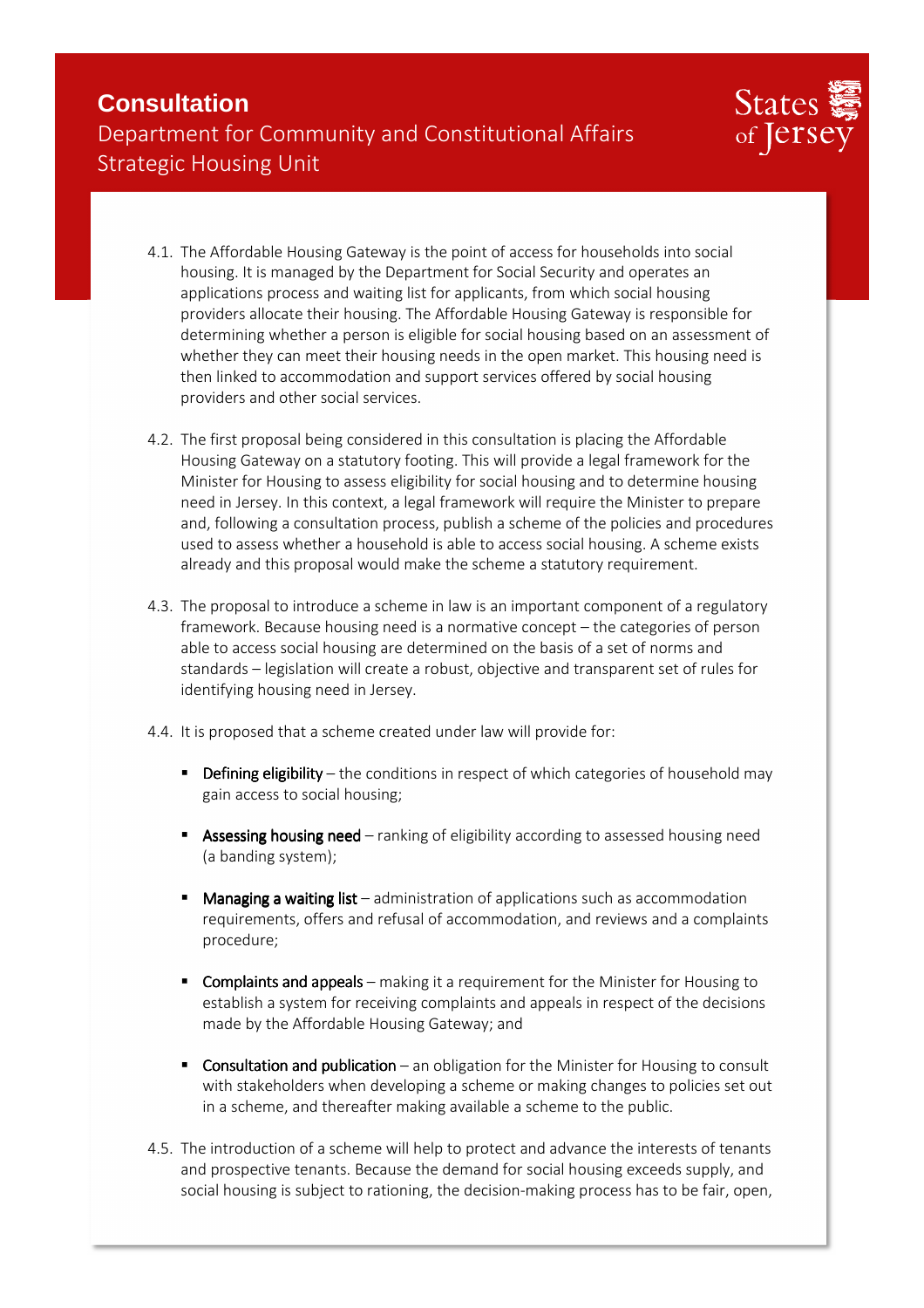4.1. The Affordable Housing Gateway is the point of access for households into social housing. It is managed by the Department for Social Security and operates an applications process and waiting list for applicants, from which social housing providers allocate their housing. The Affordable Housing Gateway is responsible for determining whether a person is eligible for social housing based on an assessment of whether they can meet their housing needs in the open market. This housing need is then linked to accommodation and support services offered by social housing providers and other social services.

4.2. The first proposal being considered in this consultation is placing the Affordable Housing Gateway on a statutory footing. This will provide a legal framework for the Minister for Housing to assess eligibility for social housing and to determine housing need in Jersey. In this context, a legal framework will require the Minister to prepare and, following a consultation process, publish a scheme of the policies and procedures used to assess whether a household is able to access social housing. A scheme exists already and this proposal would make the scheme a statutory requirement.

4.3. The proposal to introduce a scheme in law is an important component of a regulatory framework. Because housing need is a normative concept – the categories of person able to access social housing are determined on the basis of a set of norms and standards – legislation will create a robust, objective and transparent set of rules for identifying housing need in Jersey.

4.4. It is proposed that a scheme created under law will provide for:

- **Defining eligibility** – the conditions in respect of which categories of household may gain access to social housing;
- **Assessing housing need** – ranking of eligibility according to assessed housing need (a banding system);
- **Managing a waiting list** – administration of applications such as accommodation requirements, offers and refusal of accommodation, and reviews and a complaints procedure;
- **Complaints and appeals** – making it a requirement for the Minister for Housing to establish a system for receiving complaints and appeals in respect of the decisions made by the Affordable Housing Gateway; and
- **Consultation and publication** – an obligation for the Minister for Housing to consult with stakeholders when developing a scheme or making changes to policies set out in a scheme, and thereafter making available a scheme to the public.

4.5. The introduction of a scheme will help to protect and advance the interests of tenants and prospective tenants. Because the demand for social housing exceeds supply, and social housing is subject to rationing, the decision-making process has to be fair, open,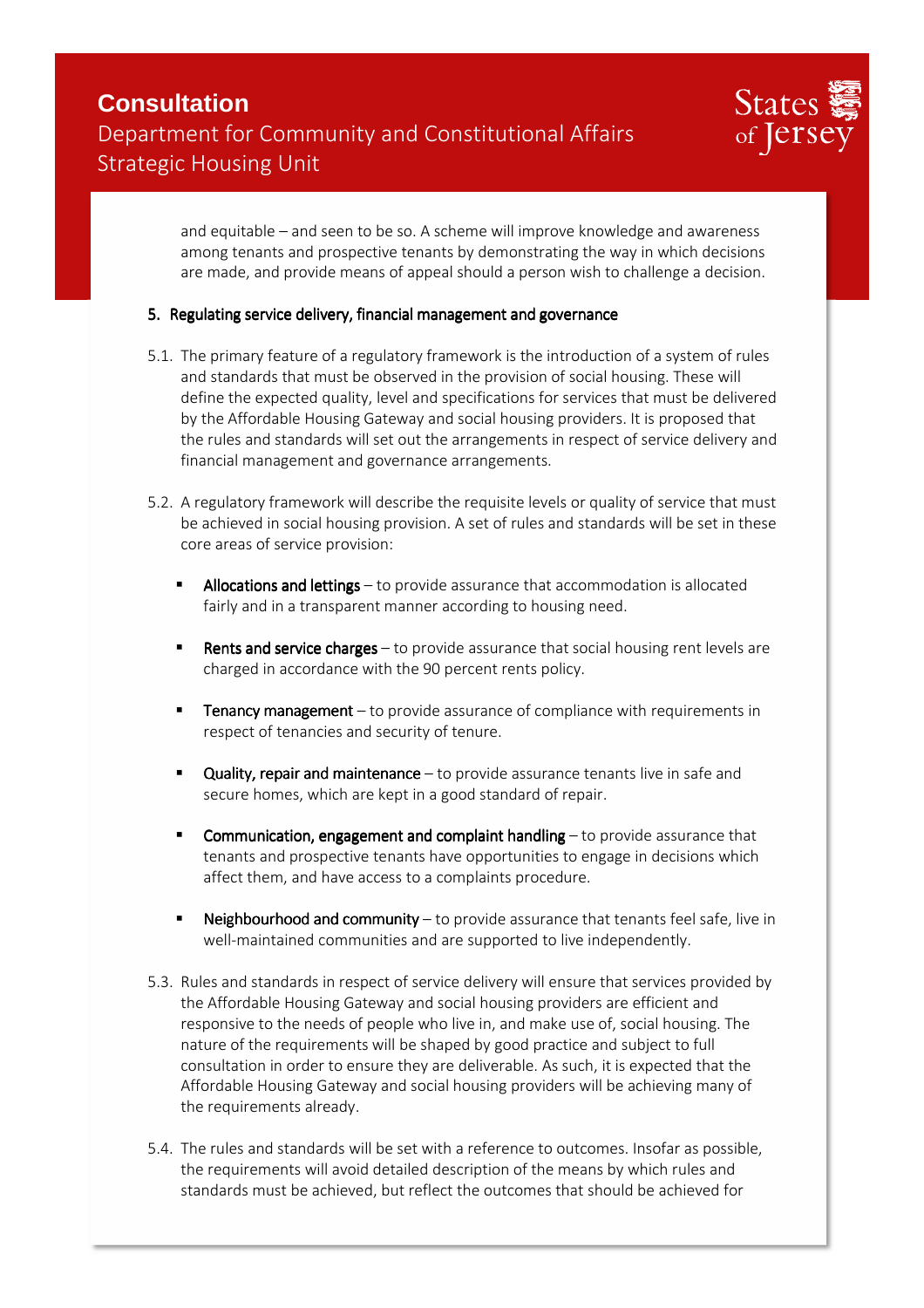and equitable – and seen to be so. A scheme will improve knowledge and awareness among tenants and prospective tenants by demonstrating the way in which decisions are made, and provide means of appeal should a person wish to challenge a decision.

## 5. Regulating service delivery, financial management and governance

5.1. The primary feature of a regulatory framework is the introduction of a system of rules and standards that must be observed in the provision of social housing. These will define the expected quality, level and specifications for services that must be delivered by the Affordable Housing Gateway and social housing providers. It is proposed that the rules and standards will set out the arrangements in respect of service delivery and financial management and governance arrangements.

5.2. A regulatory framework will describe the requisite levels or quality of service that must be achieved in social housing provision. A set of rules and standards will be set in these core areas of service provision:

- **Allocations and lettings** – to provide assurance that accommodation is allocated fairly and in a transparent manner according to housing need.
- **Rents and service charges** – to provide assurance that social housing rent levels are charged in accordance with the 90 percent rents policy.
- **Tenancy management** – to provide assurance of compliance with requirements in respect of tenancies and security of tenure.
- **Quality, repair and maintenance** – to provide assurance tenants live in safe and secure homes, which are kept in a good standard of repair.
- **Communication, engagement and complaint handling** – to provide assurance that tenants and prospective tenants have opportunities to engage in decisions which affect them, and have access to a complaints procedure.
- **Neighbourhood and community** – to provide assurance that tenants feel safe, live in well-maintained communities and are supported to live independently.

5.3. Rules and standards in respect of service delivery will ensure that services provided by the Affordable Housing Gateway and social housing providers are efficient and responsive to the needs of people who live in, and make use of, social housing. The nature of the requirements will be shaped by good practice and subject to full consultation in order to ensure they are deliverable. As such, it is expected that the Affordable Housing Gateway and social housing providers will be achieving many of the requirements already.

5.4. The rules and standards will be set with a reference to outcomes. Insofar as possible, the requirements will avoid detailed description of the means by which rules and standards must be achieved, but reflect the outcomes that should be achieved for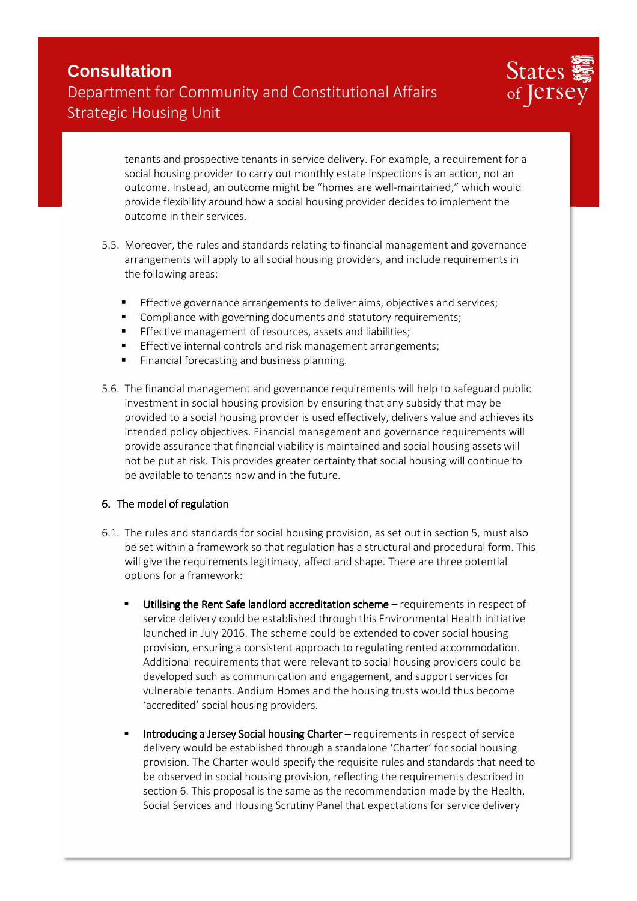tenants and prospective tenants in service delivery. For example, a requirement for a social housing provider to carry out monthly estate inspections is an action, not an outcome. Instead, an outcome might be "homes are well-maintained," which would provide flexibility around how a social housing provider decides to implement the outcome in their services.

5.5. Moreover, the rules and standards relating to financial management and governance arrangements will apply to all social housing providers, and include requirements in the following areas:

- Effective governance arrangements to deliver aims, objectives and services;
- Compliance with governing documents and statutory requirements;
- Effective management of resources, assets and liabilities;
- Effective internal controls and risk management arrangements;
- Financial forecasting and business planning.

5.6. The financial management and governance requirements will help to safeguard public investment in social housing provision by ensuring that any subsidy that may be provided to a social housing provider is used effectively, delivers value and achieves its intended policy objectives. Financial management and governance requirements will provide assurance that financial viability is maintained and social housing assets will not be put at risk. This provides greater certainty that social housing will continue to be available to tenants now and in the future.

## 6. The model of regulation

6.1. The rules and standards for social housing provision, as set out in section 5, must also be set within a framework so that regulation has a structural and procedural form. This will give the requirements legitimacy, affect and shape. There are three potential options for a framework:

- **Utilising the Rent Safe landlord accreditation scheme** – requirements in respect of service delivery could be established through this Environmental Health initiative launched in July 2016. The scheme could be extended to cover social housing provision, ensuring a consistent approach to regulating rented accommodation. Additional requirements that were relevant to social housing providers could be developed such as communication and engagement, and support services for vulnerable tenants. Andium Homes and the housing trusts would thus become 'accredited' social housing providers.

- **Introducing a Jersey Social housing Charter** – requirements in respect of service delivery would be established through a standalone 'Charter' for social housing provision. The Charter would specify the requisite rules and standards that need to be observed in social housing provision, reflecting the requirements described in section 6. This proposal is the same as the recommendation made by the Health, Social Services and Housing Scrutiny Panel that expectations for service delivery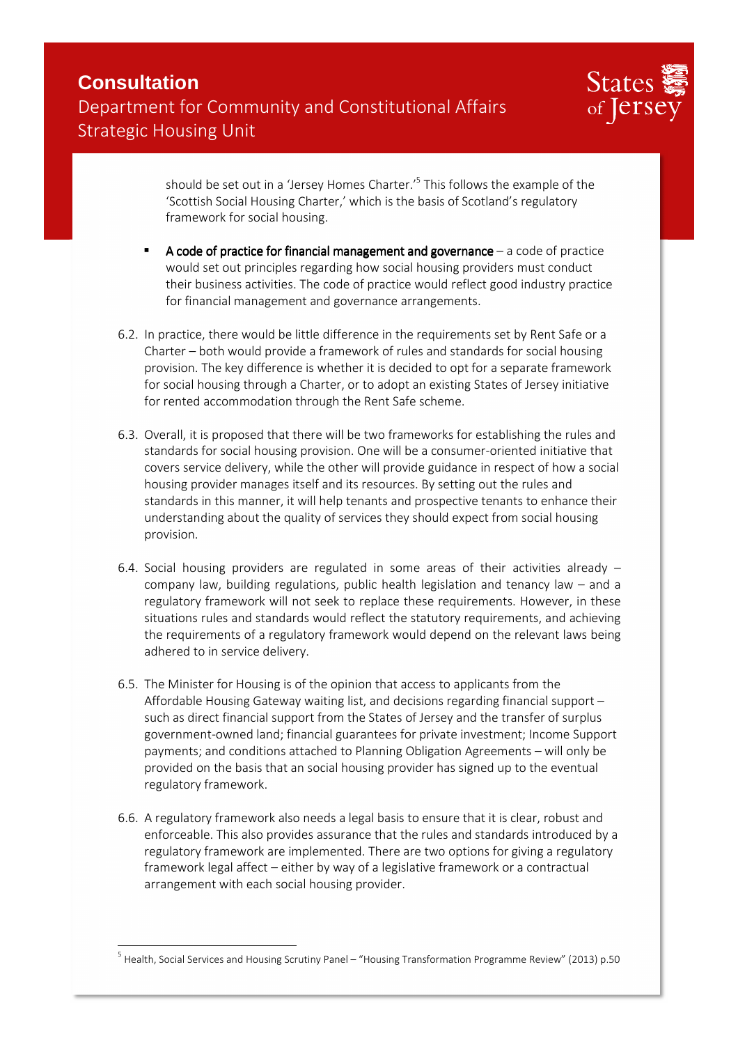should be set out in a 'Jersey Homes Charter.'[5] This follows the example of the 'Scottish Social Housing Charter,' which is the basis of Scotland's regulatory framework for social housing.

- **A code of practice for financial management and governance** – a code of practice would set out principles regarding how social housing providers must conduct their business activities. The code of practice would reflect good industry practice for financial management and governance arrangements.

6.2. In practice, there would be little difference in the requirements set by Rent Safe or a Charter – both would provide a framework of rules and standards for social housing provision. The key difference is whether it is decided to opt for a separate framework for social housing through a Charter, or to adopt an existing States of Jersey initiative for rented accommodation through the Rent Safe scheme.

6.3. Overall, it is proposed that there will be two frameworks for establishing the rules and standards for social housing provision. One will be a consumer-oriented initiative that covers service delivery, while the other will provide guidance in respect of how a social housing provider manages itself and its resources. By setting out the rules and standards in this manner, it will help tenants and prospective tenants to enhance their understanding about the quality of services they should expect from social housing provision.

6.4. Social housing providers are regulated in some areas of their activities already – company law, building regulations, public health legislation and tenancy law – and a regulatory framework will not seek to replace these requirements. However, in these situations rules and standards would reflect the statutory requirements, and achieving the requirements of a regulatory framework would depend on the relevant laws being adhered to in service delivery.

6.5. The Minister for Housing is of the opinion that access to applicants from the Affordable Housing Gateway waiting list, and decisions regarding financial support – such as direct financial support from the States of Jersey and the transfer of surplus government-owned land; financial guarantees for private investment; Income Support payments; and conditions attached to Planning Obligation Agreements – will only be provided on the basis that an social housing provider has signed up to the eventual regulatory framework.

6.6. A regulatory framework also needs a legal basis to ensure that it is clear, robust and enforceable. This also provides assurance that the rules and standards introduced by a regulatory framework are implemented. There are two options for giving a regulatory framework legal affect – either by way of a legislative framework or a contractual arrangement with each social housing provider.

[5] Health, Social Services and Housing Scrutiny Panel – "Housing Transformation Programme Review" (2013) p.50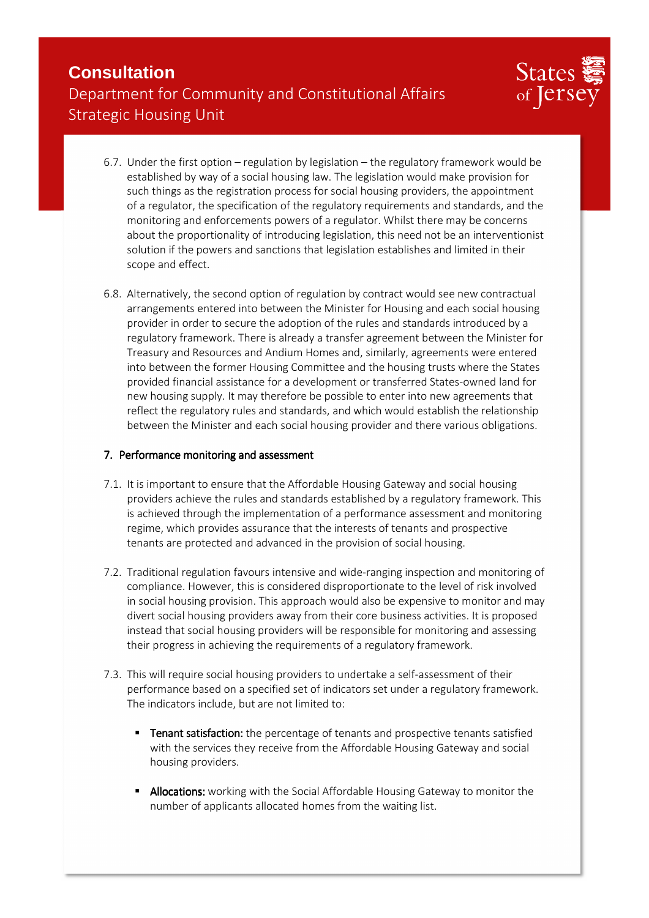6.7. Under the first option – regulation by legislation – the regulatory framework would be established by way of a social housing law. The legislation would make provision for such things as the registration process for social housing providers, the appointment of a regulator, the specification of the regulatory requirements and standards, and the monitoring and enforcements powers of a regulator. Whilst there may be concerns about the proportionality of introducing legislation, this need not be an interventionist solution if the powers and sanctions that legislation establishes and limited in their scope and effect.

6.8. Alternatively, the second option of regulation by contract would see new contractual arrangements entered into between the Minister for Housing and each social housing provider in order to secure the adoption of the rules and standards introduced by a regulatory framework. There is already a transfer agreement between the Minister for Treasury and Resources and Andium Homes and, similarly, agreements were entered into between the former Housing Committee and the housing trusts where the States provided financial assistance for a development or transferred States-owned land for new housing supply. It may therefore be possible to enter into new agreements that reflect the regulatory rules and standards, and which would establish the relationship between the Minister and each social housing provider and there various obligations.

## 7. Performance monitoring and assessment

7.1. It is important to ensure that the Affordable Housing Gateway and social housing providers achieve the rules and standards established by a regulatory framework. This is achieved through the implementation of a performance assessment and monitoring regime, which provides assurance that the interests of tenants and prospective tenants are protected and advanced in the provision of social housing.

7.2. Traditional regulation favours intensive and wide-ranging inspection and monitoring of compliance. However, this is considered disproportionate to the level of risk involved in social housing provision. This approach would also be expensive to monitor and may divert social housing providers away from their core business activities. It is proposed instead that social housing providers will be responsible for monitoring and assessing their progress in achieving the requirements of a regulatory framework.

7.3. This will require social housing providers to undertake a self-assessment of their performance based on a specified set of indicators set under a regulatory framework. The indicators include, but are not limited to:

- **Tenant satisfaction:** the percentage of tenants and prospective tenants satisfied with the services they receive from the Affordable Housing Gateway and social housing providers.
- **Allocations:** working with the Social Affordable Housing Gateway to monitor the number of applicants allocated homes from the waiting list.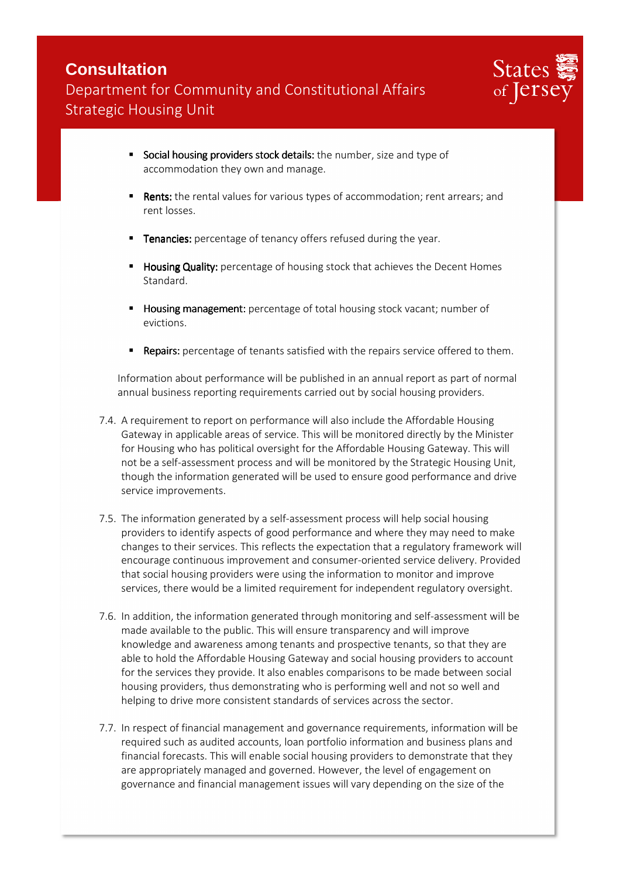- **Social housing providers stock details:** the number, size and type of accommodation they own and manage.
- **Rents:** the rental values for various types of accommodation; rent arrears; and rent losses.
- **Tenancies:** percentage of tenancy offers refused during the year.
- **Housing Quality:** percentage of housing stock that achieves the Decent Homes Standard.
- **Housing management:** percentage of total housing stock vacant; number of evictions.
- **Repairs:** percentage of tenants satisfied with the repairs service offered to them.

Information about performance will be published in an annual report as part of normal annual business reporting requirements carried out by social housing providers.

7.4. A requirement to report on performance will also include the Affordable Housing Gateway in applicable areas of service. This will be monitored directly by the Minister for Housing who has political oversight for the Affordable Housing Gateway. This will not be a self-assessment process and will be monitored by the Strategic Housing Unit, though the information generated will be used to ensure good performance and drive service improvements.

7.5. The information generated by a self-assessment process will help social housing providers to identify aspects of good performance and where they may need to make changes to their services. This reflects the expectation that a regulatory framework will encourage continuous improvement and consumer-oriented service delivery. Provided that social housing providers were using the information to monitor and improve services, there would be a limited requirement for independent regulatory oversight.

7.6. In addition, the information generated through monitoring and self-assessment will be made available to the public. This will ensure transparency and will improve knowledge and awareness among tenants and prospective tenants, so that they are able to hold the Affordable Housing Gateway and social housing providers to account for the services they provide. It also enables comparisons to be made between social housing providers, thus demonstrating who is performing well and not so well and helping to drive more consistent standards of services across the sector.

7.7. In respect of financial management and governance requirements, information will be required such as audited accounts, loan portfolio information and business plans and financial forecasts. This will enable social housing providers to demonstrate that they are appropriately managed and governed. However, the level of engagement on governance and financial management issues will vary depending on the size of the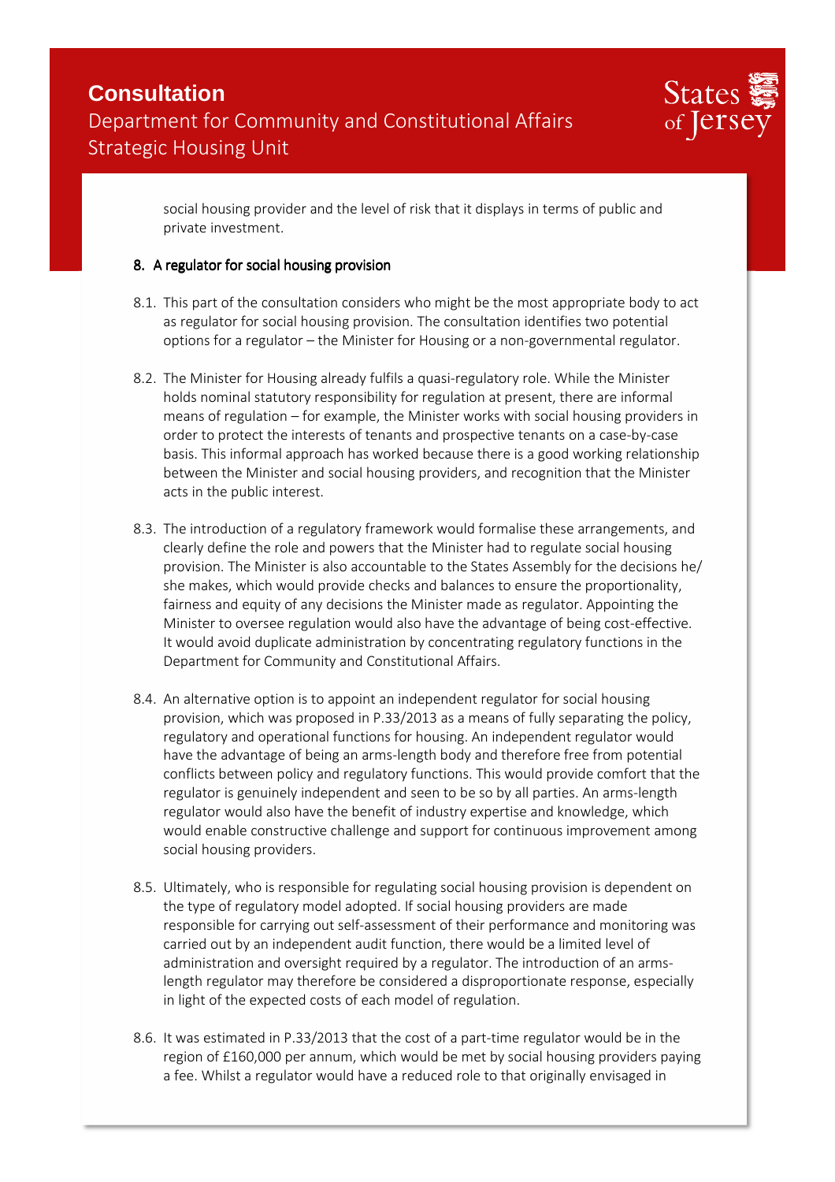social housing provider and the level of risk that it displays in terms of public and private investment.

## 8. A regulator for social housing provision

8.1. This part of the consultation considers who might be the most appropriate body to act as regulator for social housing provision. The consultation identifies two potential options for a regulator – the Minister for Housing or a non-governmental regulator.

8.2. The Minister for Housing already fulfils a quasi-regulatory role. While the Minister holds nominal statutory responsibility for regulation at present, there are informal means of regulation – for example, the Minister works with social housing providers in order to protect the interests of tenants and prospective tenants on a case-by-case basis. This informal approach has worked because there is a good working relationship between the Minister and social housing providers, and recognition that the Minister acts in the public interest.

8.3. The introduction of a regulatory framework would formalise these arrangements, and clearly define the role and powers that the Minister had to regulate social housing provision. The Minister is also accountable to the States Assembly for the decisions he/ she makes, which would provide checks and balances to ensure the proportionality, fairness and equity of any decisions the Minister made as regulator. Appointing the Minister to oversee regulation would also have the advantage of being cost-effective. It would avoid duplicate administration by concentrating regulatory functions in the Department for Community and Constitutional Affairs.

8.4. An alternative option is to appoint an independent regulator for social housing provision, which was proposed in P.33/2013 as a means of fully separating the policy, regulatory and operational functions for housing. An independent regulator would have the advantage of being an arms-length body and therefore free from potential conflicts between policy and regulatory functions. This would provide comfort that the regulator is genuinely independent and seen to be so by all parties. An arms-length regulator would also have the benefit of industry expertise and knowledge, which would enable constructive challenge and support for continuous improvement among social housing providers.

8.5. Ultimately, who is responsible for regulating social housing provision is dependent on the type of regulatory model adopted. If social housing providers are made responsible for carrying out self-assessment of their performance and monitoring was carried out by an independent audit function, there would be a limited level of administration and oversight required by a regulator. The introduction of an arms-length regulator may therefore be considered a disproportionate response, especially in light of the expected costs of each model of regulation.

8.6. It was estimated in P.33/2013 that the cost of a part-time regulator would be in the region of £160,000 per annum, which would be met by social housing providers paying a fee. Whilst a regulator would have a reduced role to that originally envisaged in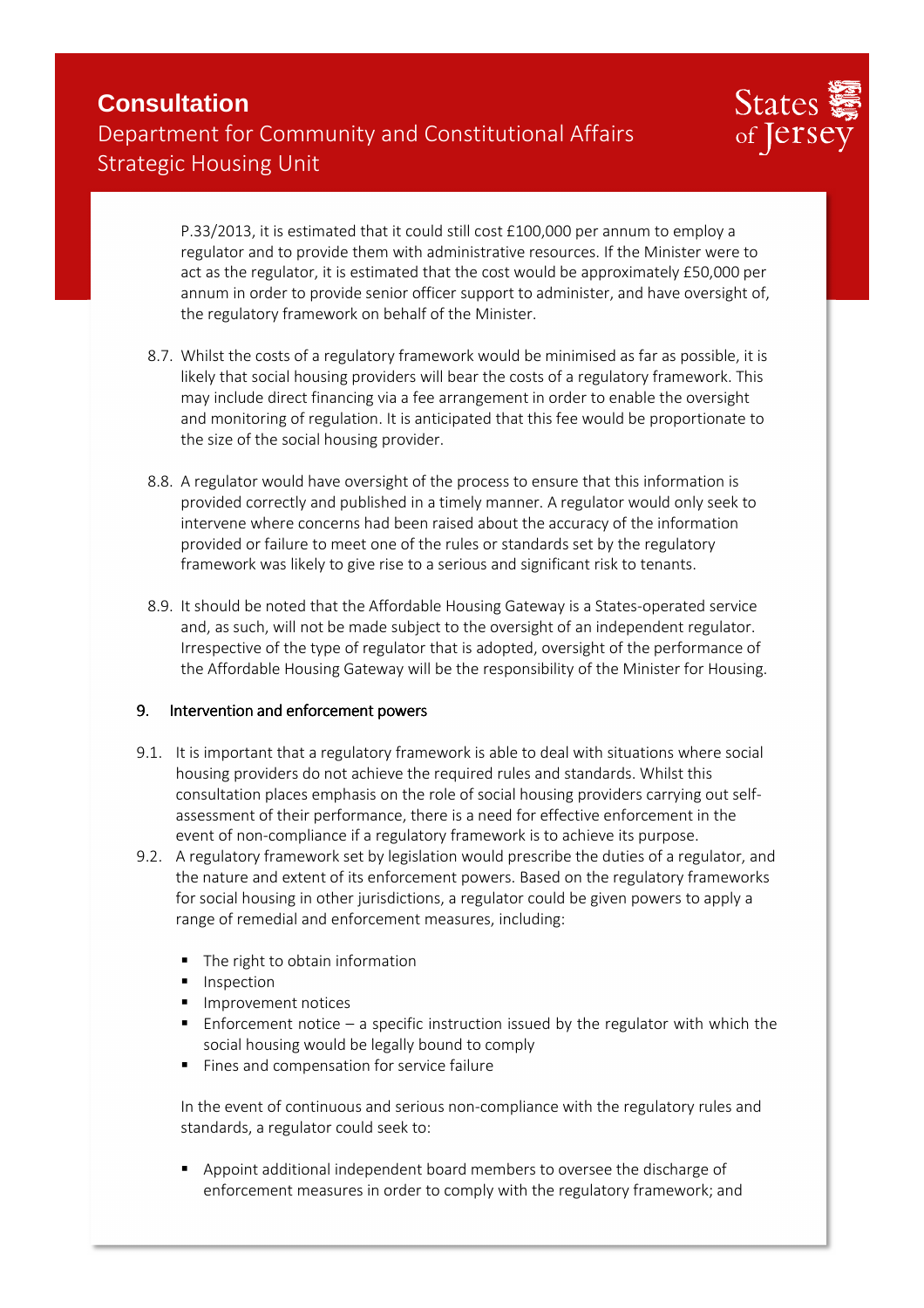P.33/2013, it is estimated that it could still cost £100,000 per annum to employ a regulator and to provide them with administrative resources. If the Minister were to act as the regulator, it is estimated that the cost would be approximately £50,000 per annum in order to provide senior officer support to administer, and have oversight of, the regulatory framework on behalf of the Minister.

8.7. Whilst the costs of a regulatory framework would be minimised as far as possible, it is likely that social housing providers will bear the costs of a regulatory framework. This may include direct financing via a fee arrangement in order to enable the oversight and monitoring of regulation. It is anticipated that this fee would be proportionate to the size of the social housing provider.

8.8. A regulator would have oversight of the process to ensure that this information is provided correctly and published in a timely manner. A regulator would only seek to intervene where concerns had been raised about the accuracy of the information provided or failure to meet one of the rules or standards set by the regulatory framework was likely to give rise to a serious and significant risk to tenants.

8.9. It should be noted that the Affordable Housing Gateway is a States-operated service and, as such, will not be made subject to the oversight of an independent regulator. Irrespective of the type of regulator that is adopted, oversight of the performance of the Affordable Housing Gateway will be the responsibility of the Minister for Housing.

## 9. Intervention and enforcement powers

9.1. It is important that a regulatory framework is able to deal with situations where social housing providers do not achieve the required rules and standards. Whilst this consultation places emphasis on the role of social housing providers carrying out self-assessment of their performance, there is a need for effective enforcement in the event of non-compliance if a regulatory framework is to achieve its purpose.

9.2. A regulatory framework set by legislation would prescribe the duties of a regulator, and the nature and extent of its enforcement powers. Based on the regulatory frameworks for social housing in other jurisdictions, a regulator could be given powers to apply a range of remedial and enforcement measures, including:

- The right to obtain information
- Inspection
- Improvement notices
- Enforcement notice – a specific instruction issued by the regulator with which the social housing would be legally bound to comply
- Fines and compensation for service failure

In the event of continuous and serious non-compliance with the regulatory rules and standards, a regulator could seek to:

- Appoint additional independent board members to oversee the discharge of enforcement measures in order to comply with the regulatory framework; and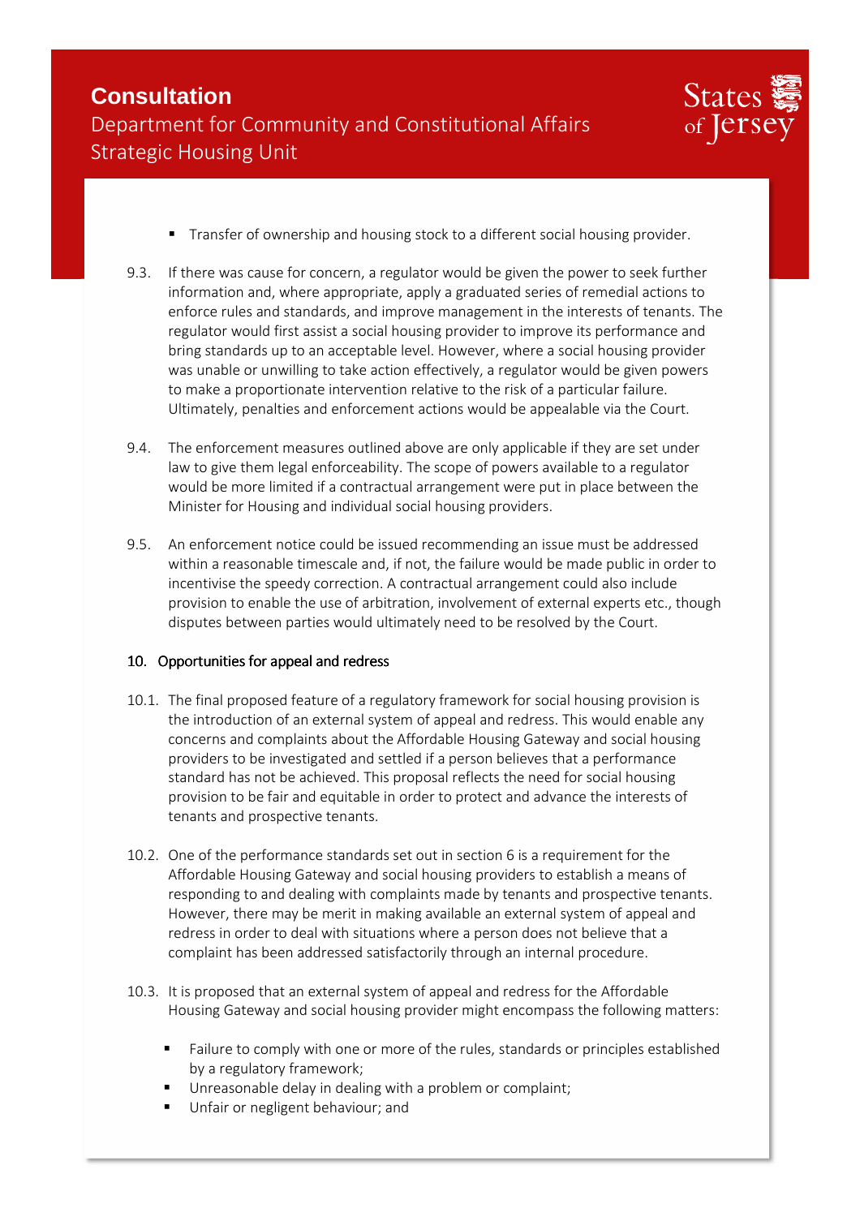- Transfer of ownership and housing stock to a different social housing provider.

9.3. If there was cause for concern, a regulator would be given the power to seek further information and, where appropriate, apply a graduated series of remedial actions to enforce rules and standards, and improve management in the interests of tenants. The regulator would first assist a social housing provider to improve its performance and bring standards up to an acceptable level. However, where a social housing provider was unable or unwilling to take action effectively, a regulator would be given powers to make a proportionate intervention relative to the risk of a particular failure. Ultimately, penalties and enforcement actions would be appealable via the Court.

9.4. The enforcement measures outlined above are only applicable if they are set under law to give them legal enforceability. The scope of powers available to a regulator would be more limited if a contractual arrangement were put in place between the Minister for Housing and individual social housing providers.

9.5. An enforcement notice could be issued recommending an issue must be addressed within a reasonable timescale and, if not, the failure would be made public in order to incentivise the speedy correction. A contractual arrangement could also include provision to enable the use of arbitration, involvement of external experts etc., though disputes between parties would ultimately need to be resolved by the Court.

## 10. Opportunities for appeal and redress

10.1. The final proposed feature of a regulatory framework for social housing provision is the introduction of an external system of appeal and redress. This would enable any concerns and complaints about the Affordable Housing Gateway and social housing providers to be investigated and settled if a person believes that a performance standard has not be achieved. This proposal reflects the need for social housing provision to be fair and equitable in order to protect and advance the interests of tenants and prospective tenants.

10.2. One of the performance standards set out in section 6 is a requirement for the Affordable Housing Gateway and social housing providers to establish a means of responding to and dealing with complaints made by tenants and prospective tenants. However, there may be merit in making available an external system of appeal and redress in order to deal with situations where a person does not believe that a complaint has been addressed satisfactorily through an internal procedure.

10.3. It is proposed that an external system of appeal and redress for the Affordable Housing Gateway and social housing provider might encompass the following matters:

- Failure to comply with one or more of the rules, standards or principles established by a regulatory framework;
- Unreasonable delay in dealing with a problem or complaint;
- Unfair or negligent behaviour; and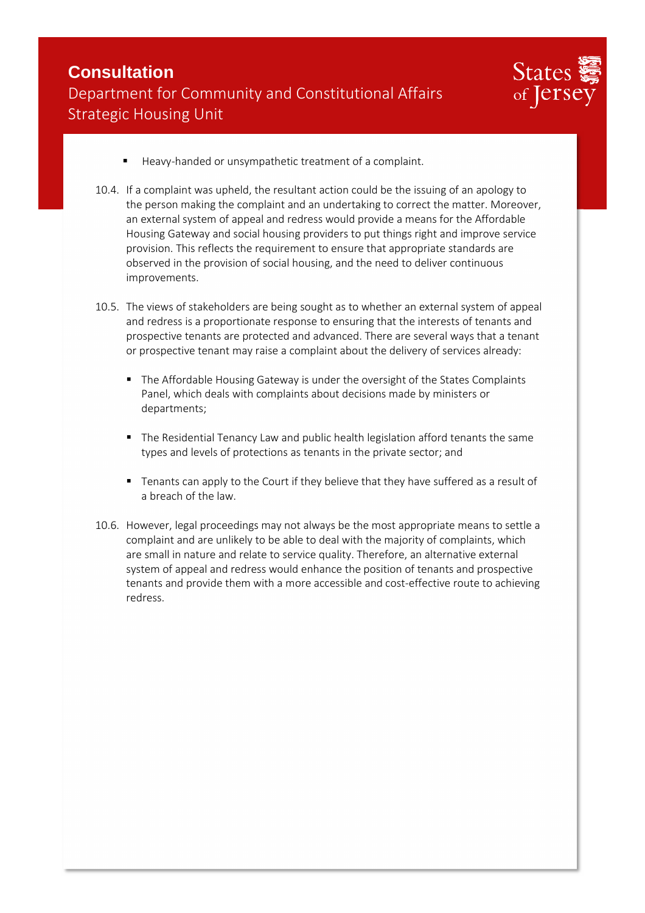- Heavy-handed or unsympathetic treatment of a complaint.

10.4. If a complaint was upheld, the resultant action could be the issuing of an apology to the person making the complaint and an undertaking to correct the matter. Moreover, an external system of appeal and redress would provide a means for the Affordable Housing Gateway and social housing providers to put things right and improve service provision. This reflects the requirement to ensure that appropriate standards are observed in the provision of social housing, and the need to deliver continuous improvements.

10.5. The views of stakeholders are being sought as to whether an external system of appeal and redress is a proportionate response to ensuring that the interests of tenants and prospective tenants are protected and advanced. There are several ways that a tenant or prospective tenant may raise a complaint about the delivery of services already:

- The Affordable Housing Gateway is under the oversight of the States Complaints Panel, which deals with complaints about decisions made by ministers or departments;

- The Residential Tenancy Law and public health legislation afford tenants the same types and levels of protections as tenants in the private sector; and

- Tenants can apply to the Court if they believe that they have suffered as a result of a breach of the law.

10.6. However, legal proceedings may not always be the most appropriate means to settle a complaint and are unlikely to be able to deal with the majority of complaints, which are small in nature and relate to service quality. Therefore, an alternative external system of appeal and redress would enhance the position of tenants and prospective tenants and provide them with a more accessible and cost-effective route to achieving redress.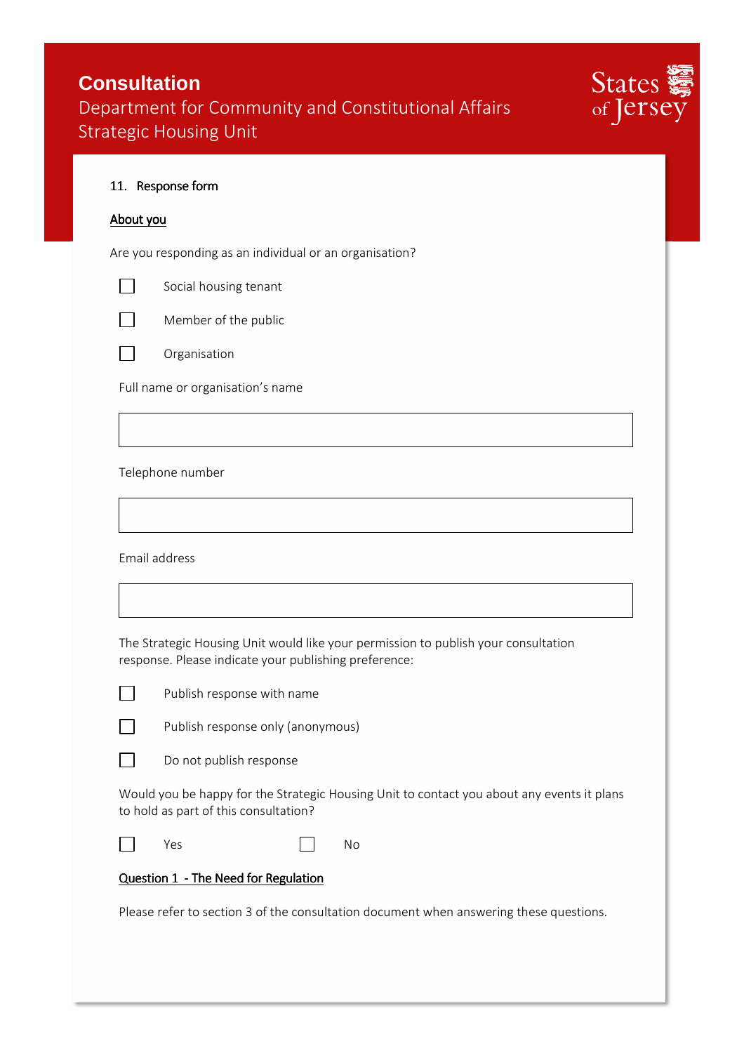**Consultation**
Department for Community and Constitutional Affairs
Strategic Housing Unit

States of Jersey

## 11. Response form

### About you

Are you responding as an individual or an organisation?

☐ Social housing tenant

☐ Member of the public

☐ Organisation

Full name or organisation's name

| |
|---|
| |

Telephone number

| |
|---|
| |

Email address

| |
|---|
| |

The Strategic Housing Unit would like your permission to publish your consultation response. Please indicate your publishing preference:

☐ Publish response with name

☐ Publish response only (anonymous)

☐ Do not publish response

Would you be happy for the Strategic Housing Unit to contact you about any events it plans to hold as part of this consultation?

☐ Yes ☐ No

### Question 1 - The Need for Regulation

Please refer to section 3 of the consultation document when answering these questions.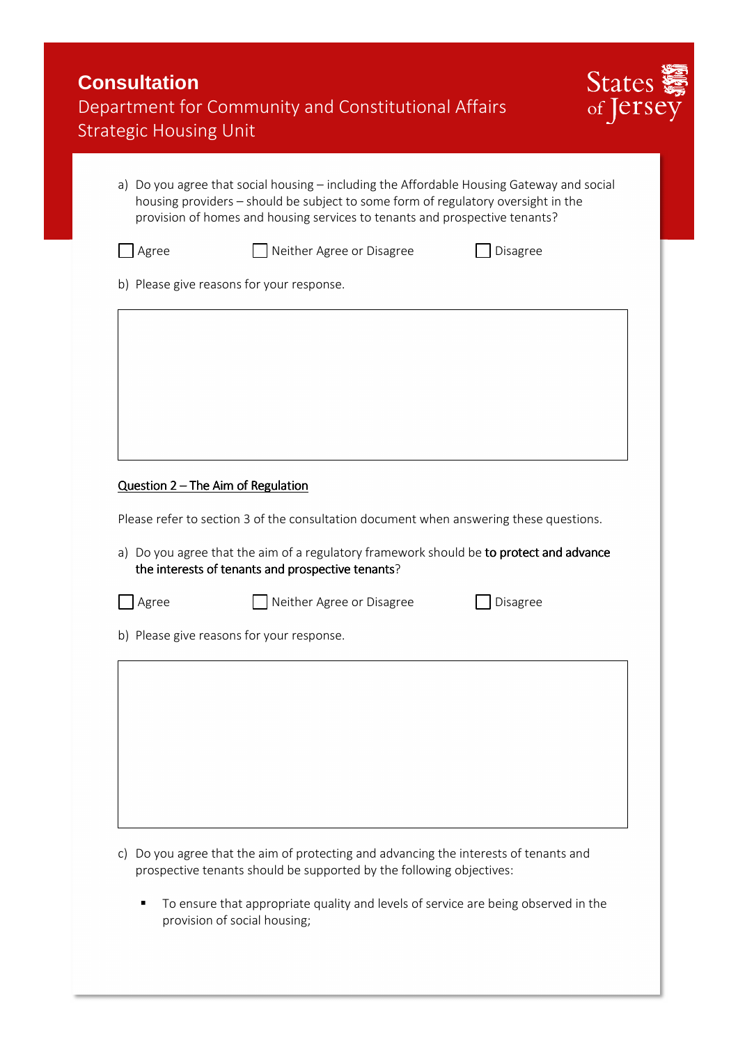a) Do you agree that social housing – including the Affordable Housing Gateway and social housing providers – should be subject to some form of regulatory oversight in the provision of homes and housing services to tenants and prospective tenants?

☐ Agree ☐ Neither Agree or Disagree ☐ Disagree

b) Please give reasons for your response.

Question 2 – The Aim of Regulation

Please refer to section 3 of the consultation document when answering these questions.

a) Do you agree that the aim of a regulatory framework should be **to protect and advance the interests of tenants and prospective tenants**?

☐ Agree ☐ Neither Agree or Disagree ☐ Disagree

b) Please give reasons for your response.

c) Do you agree that the aim of protecting and advancing the interests of tenants and prospective tenants should be supported by the following objectives:

- To ensure that appropriate quality and levels of service are being observed in the provision of social housing;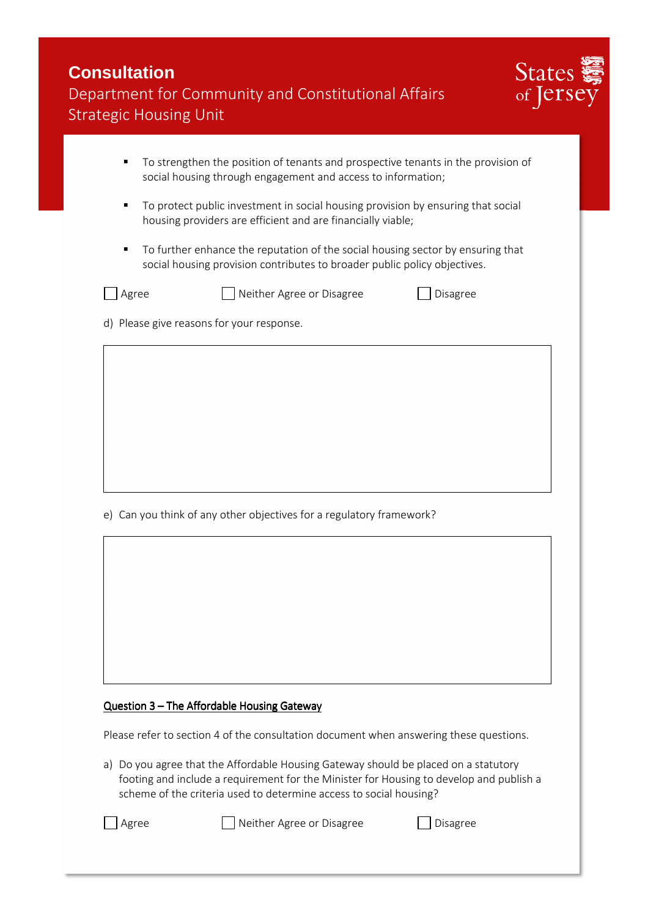- To strengthen the position of tenants and prospective tenants in the provision of social housing through engagement and access to information;
- To protect public investment in social housing provision by ensuring that social housing providers are efficient and are financially viable;
- To further enhance the reputation of the social housing sector by ensuring that social housing provision contributes to broader public policy objectives.

☐ Agree ☐ Neither Agree or Disagree ☐ Disagree

d) Please give reasons for your response.

e) Can you think of any other objectives for a regulatory framework?

**Question 3 – The Affordable Housing Gateway**

Please refer to section 4 of the consultation document when answering these questions.

a) Do you agree that the Affordable Housing Gateway should be placed on a statutory footing and include a requirement for the Minister for Housing to develop and publish a scheme of the criteria used to determine access to social housing?

☐ Agree ☐ Neither Agree or Disagree ☐ Disagree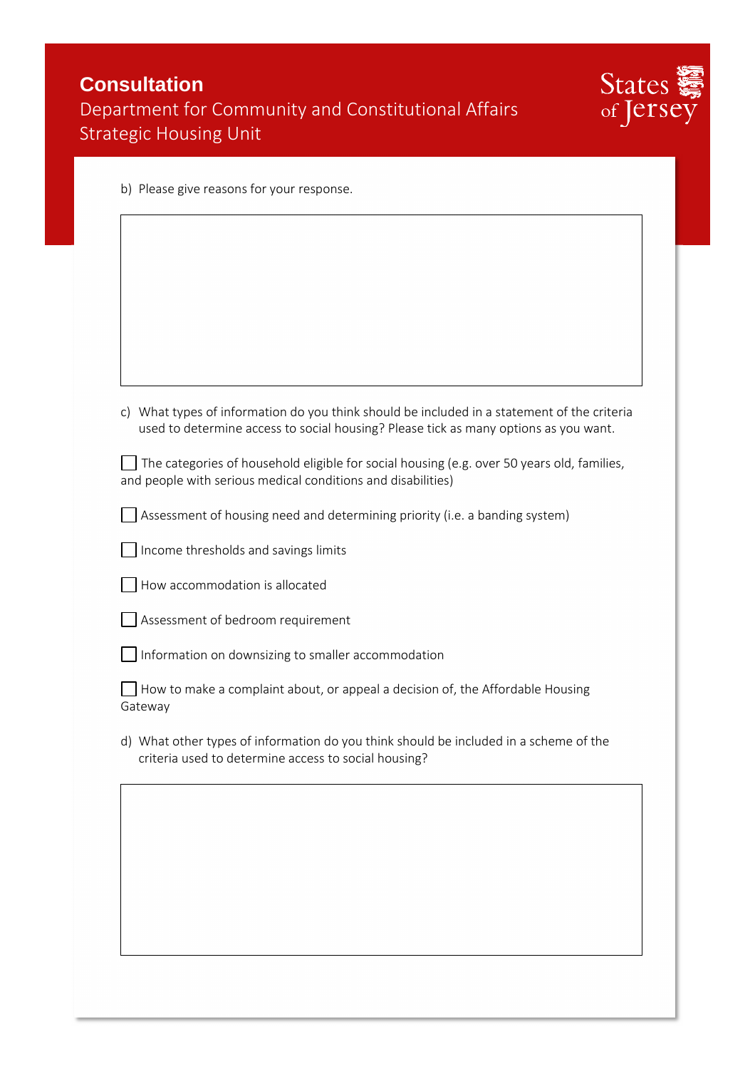b) Please give reasons for your response.

c) What types of information do you think should be included in a statement of the criteria used to determine access to social housing? Please tick as many options as you want.

- [ ] The categories of household eligible for social housing (e.g. over 50 years old, families, and people with serious medical conditions and disabilities)
- [ ] Assessment of housing need and determining priority (i.e. a banding system)
- [ ] Income thresholds and savings limits
- [ ] How accommodation is allocated
- [ ] Assessment of bedroom requirement
- [ ] Information on downsizing to smaller accommodation
- [ ] How to make a complaint about, or appeal a decision of, the Affordable Housing Gateway

d) What other types of information do you think should be included in a scheme of the criteria used to determine access to social housing?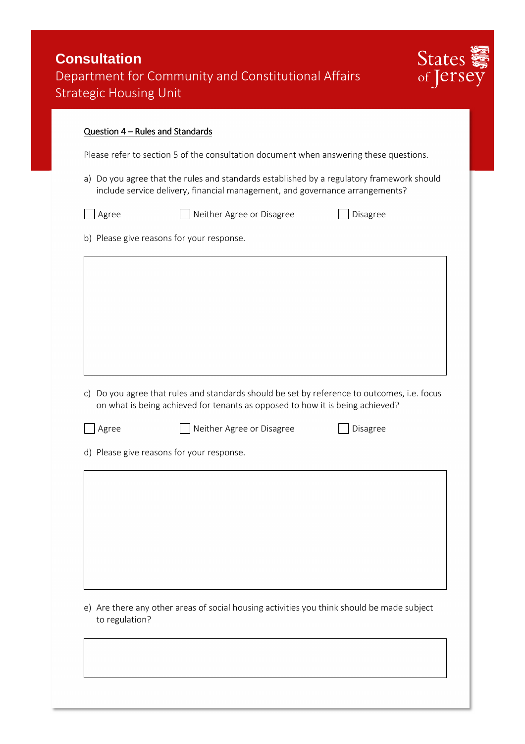**Consultation**
Department for Community and Constitutional Affairs
Strategic Housing Unit

States of Jersey

Question 4 – Rules and Standards

Please refer to section 5 of the consultation document when answering these questions.

a) Do you agree that the rules and standards established by a regulatory framework should include service delivery, financial management, and governance arrangements?

☐ Agree ☐ Neither Agree or Disagree ☐ Disagree

b) Please give reasons for your response.

c) Do you agree that rules and standards should be set by reference to outcomes, i.e. focus on what is being achieved for tenants as opposed to how it is being achieved?

☐ Agree ☐ Neither Agree or Disagree ☐ Disagree

d) Please give reasons for your response.

e) Are there any other areas of social housing activities you think should be made subject to regulation?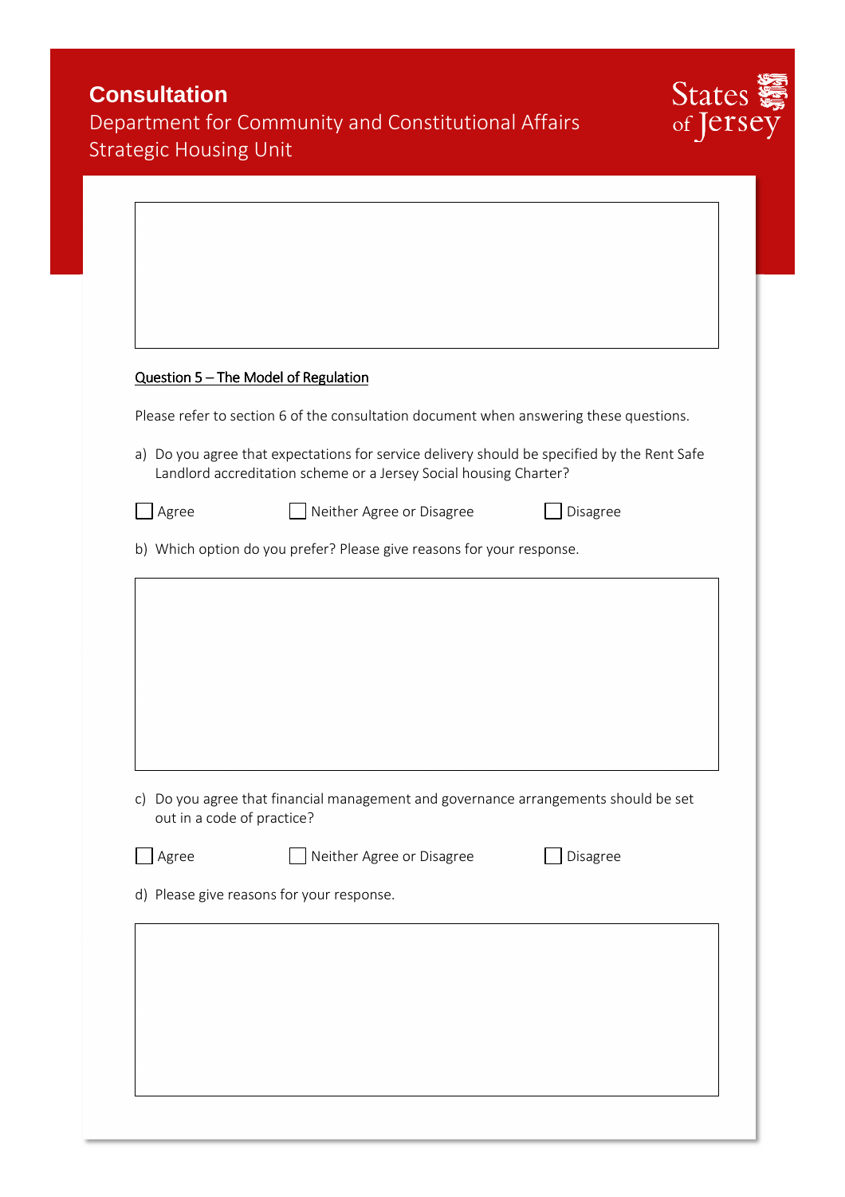# Consultation

Department for Community and Constitutional Affairs
Strategic Housing Unit

States of Jersey

**Question 5 – The Model of Regulation**

Please refer to section 6 of the consultation document when answering these questions.

a) Do you agree that expectations for service delivery should be specified by the Rent Safe Landlord accreditation scheme or a Jersey Social housing Charter?

☐ Agree ☐ Neither Agree or Disagree ☐ Disagree

b) Which option do you prefer? Please give reasons for your response.

c) Do you agree that financial management and governance arrangements should be set out in a code of practice?

☐ Agree ☐ Neither Agree or Disagree ☐ Disagree

d) Please give reasons for your response.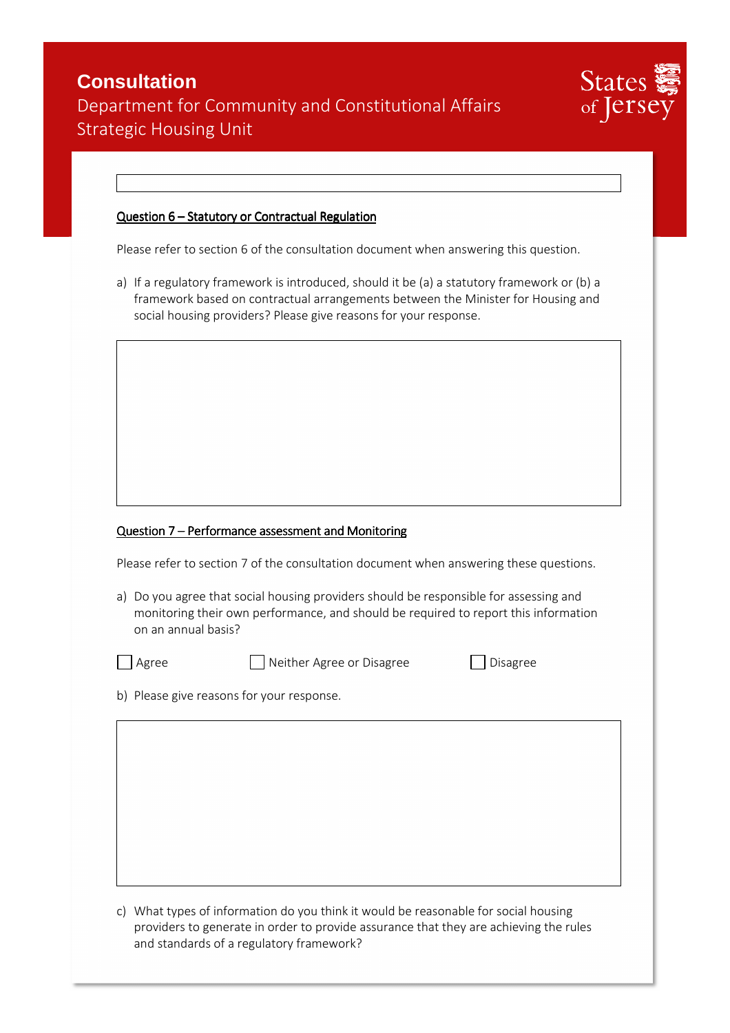## Question 6 – Statutory or Contractual Regulation

Please refer to section 6 of the consultation document when answering this question.

a) If a regulatory framework is introduced, should it be (a) a statutory framework or (b) a framework based on contractual arrangements between the Minister for Housing and social housing providers? Please give reasons for your response.

## Question 7 – Performance assessment and Monitoring

Please refer to section 7 of the consultation document when answering these questions.

a) Do you agree that social housing providers should be responsible for assessing and monitoring their own performance, and should be required to report this information on an annual basis?

☐ Agree ☐ Neither Agree or Disagree ☐ Disagree

b) Please give reasons for your response.

c) What types of information do you think it would be reasonable for social housing providers to generate in order to provide assurance that they are achieving the rules and standards of a regulatory framework?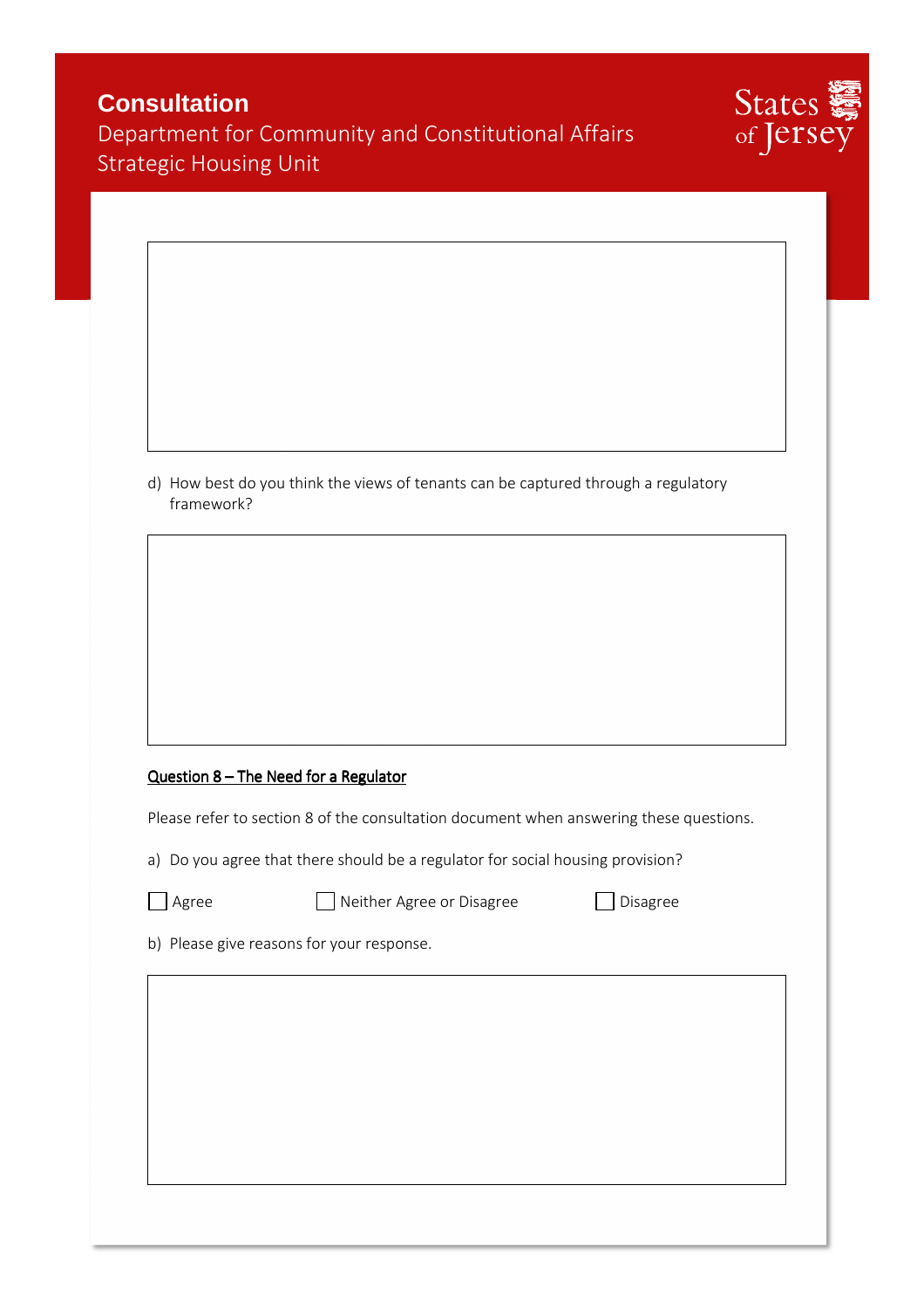d) How best do you think the views of tenants can be captured through a regulatory framework?

**Question 8 – The Need for a Regulator**

Please refer to section 8 of the consultation document when answering these questions.

a) Do you agree that there should be a regulator for social housing provision?

☐ Agree ☐ Neither Agree or Disagree ☐ Disagree

b) Please give reasons for your response.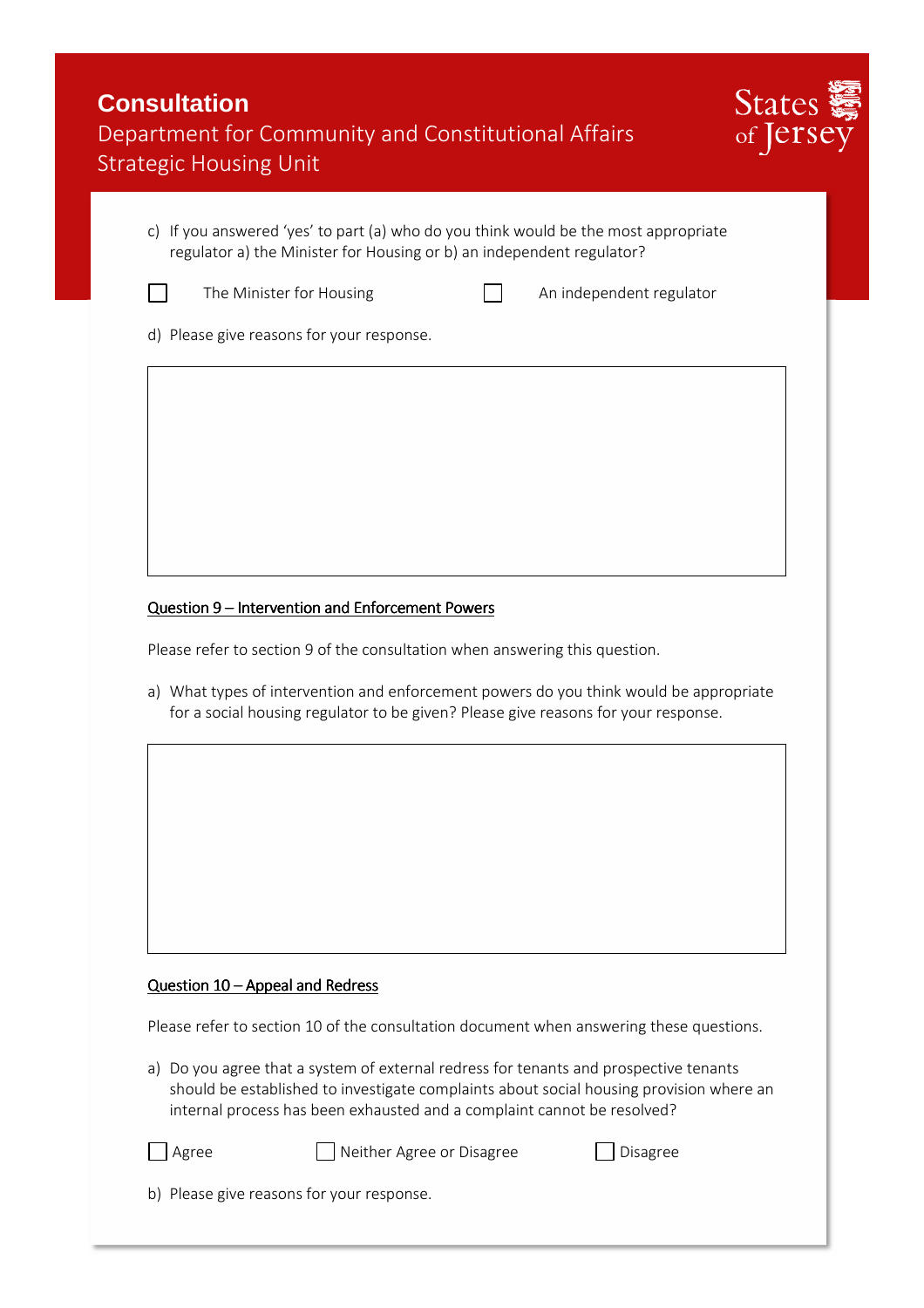c) If you answered 'yes' to part (a) who do you think would be the most appropriate regulator a) the Minister for Housing or b) an independent regulator?

☐ The Minister for Housing ☐ An independent regulator

d) Please give reasons for your response.

|  |
|---|
|  |

Question 9 – Intervention and Enforcement Powers

Please refer to section 9 of the consultation when answering this question.

a) What types of intervention and enforcement powers do you think would be appropriate for a social housing regulator to be given? Please give reasons for your response.

|  |
|---|
|  |

Question 10 – Appeal and Redress

Please refer to section 10 of the consultation document when answering these questions.

a) Do you agree that a system of external redress for tenants and prospective tenants should be established to investigate complaints about social housing provision where an internal process has been exhausted and a complaint cannot be resolved?

☐ Agree ☐ Neither Agree or Disagree ☐ Disagree

b) Please give reasons for your response.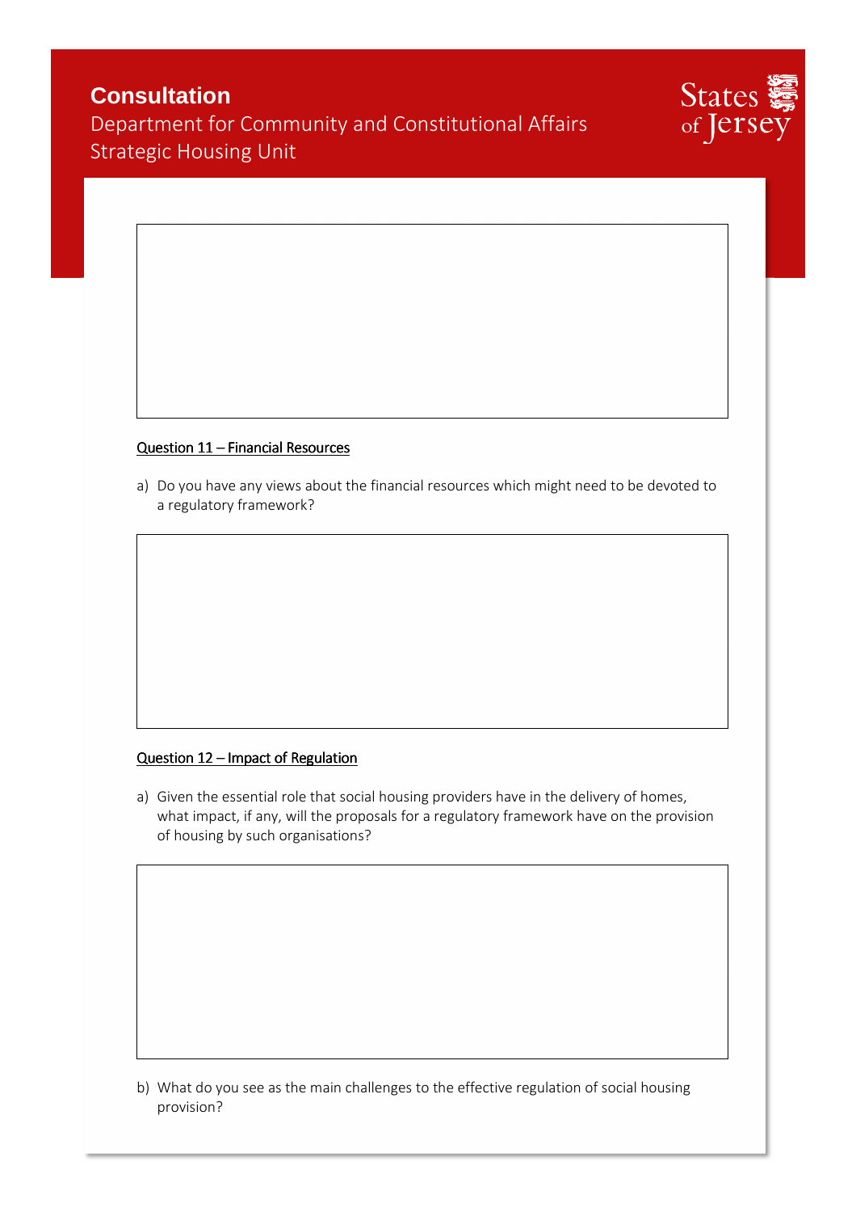**Question 11 – Financial Resources**

a) Do you have any views about the financial resources which might need to be devoted to a regulatory framework?

**Question 12 – Impact of Regulation**

a) Given the essential role that social housing providers have in the delivery of homes, what impact, if any, will the proposals for a regulatory framework have on the provision of housing by such organisations?

b) What do you see as the main challenges to the effective regulation of social housing provision?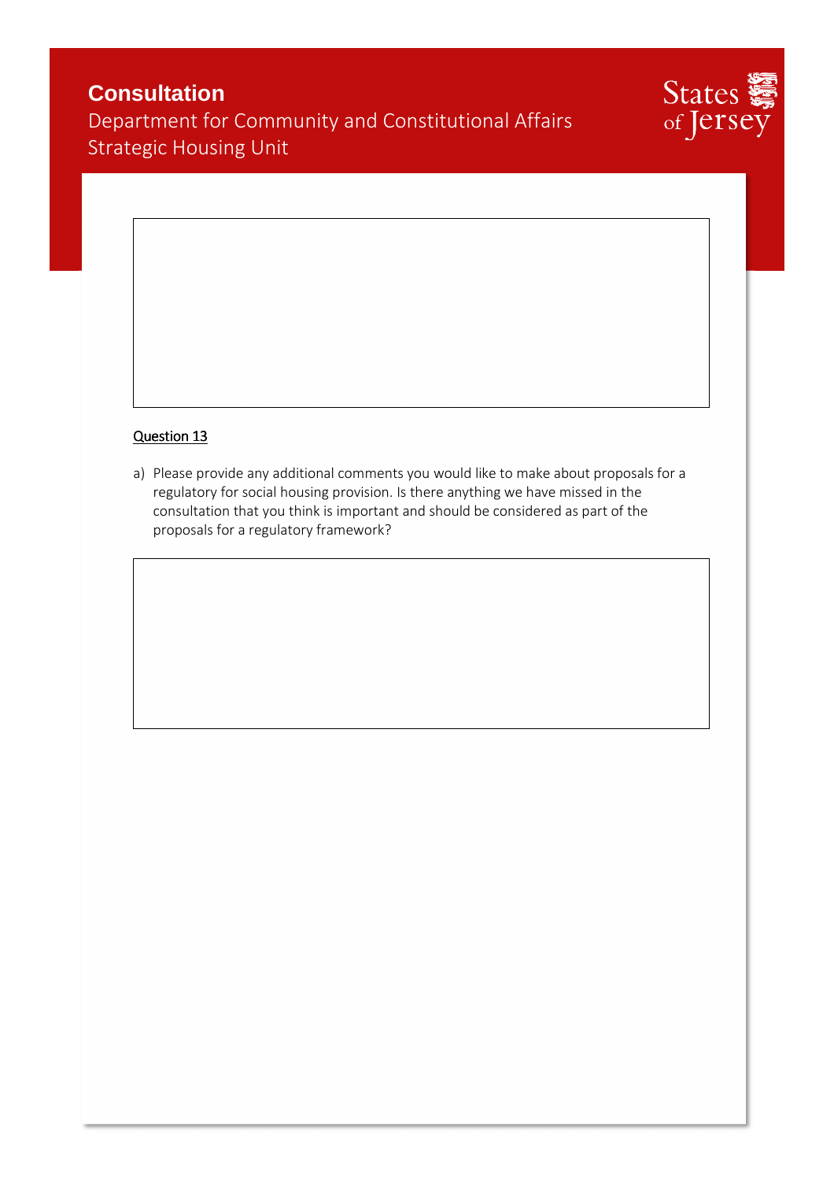**Consultation**
Department for Community and Constitutional Affairs
Strategic Housing Unit

States of Jersey

<u>Question 13</u>

a) Please provide any additional comments you would like to make about proposals for a regulatory for social housing provision. Is there anything we have missed in the consultation that you think is important and should be considered as part of the proposals for a regulatory framework?